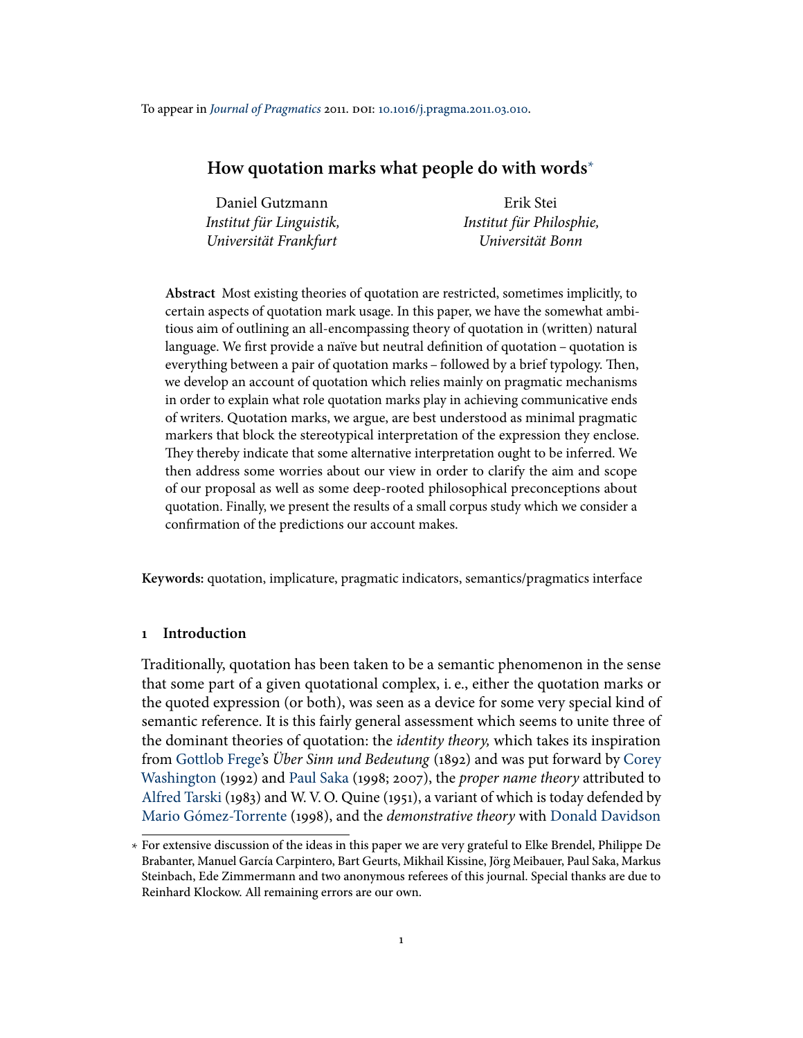To appear in *Journal of Pragmatics* 2011. DOI: 10.1016/j.pragma.2011.03.010.

# How quotation marks what people do with words*

Daniel Gutzmann
*Institut für Linguistik,*
*Universität Frankfurt*

Erik Stei
*Institut für Philosphie,*
*Universität Bonn*

**Abstract** Most existing theories of quotation are restricted, sometimes implicitly, to certain aspects of quotation mark usage. In this paper, we have the somewhat ambitious aim of outlining an all-encompassing theory of quotation in (written) natural language. We first provide a naïve but neutral definition of quotation – quotation is everything between a pair of quotation marks – followed by a brief typology. Then, we develop an account of quotation which relies mainly on pragmatic mechanisms in order to explain what role quotation marks play in achieving communicative ends of writers. Quotation marks, we argue, are best understood as minimal pragmatic markers that block the stereotypical interpretation of the expression they enclose. They thereby indicate that some alternative interpretation ought to be inferred. We then address some worries about our view in order to clarify the aim and scope of our proposal as well as some deep-rooted philosophical preconceptions about quotation. Finally, we present the results of a small corpus study which we consider a confirmation of the predictions our account makes.

**Keywords:** quotation, implicature, pragmatic indicators, semantics/pragmatics interface

## 1 Introduction

Traditionally, quotation has been taken to be a semantic phenomenon in the sense that some part of a given quotational complex, i. e., either the quotation marks or the quoted expression (or both), was seen as a device for some very special kind of semantic reference. It is this fairly general assessment which seems to unite three of the dominant theories of quotation: the *identity theory,* which takes its inspiration from Gottlob Frege's *Über Sinn und Bedeutung* (1892) and was put forward by Corey Washington (1992) and Paul Saka (1998; 2007), the *proper name theory* attributed to Alfred Tarski (1983) and W. V. O. Quine (1951), a variant of which is today defended by Mario Gómez-Torrente (1998), and the *demonstrative theory* with Donald Davidson

* For extensive discussion of the ideas in this paper we are very grateful to Elke Brendel, Philippe De Brabanter, Manuel García Carpintero, Bart Geurts, Mikhail Kissine, Jörg Meibauer, Paul Saka, Markus Steinbach, Ede Zimmermann and two anonymous referees of this journal. Special thanks are due to Reinhard Klockow. All remaining errors are our own.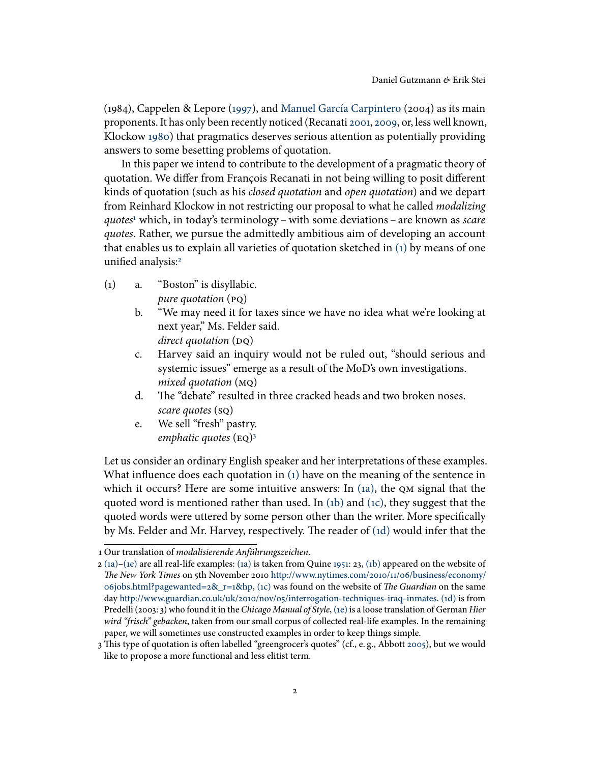(1984), Cappelen & Lepore (1997), and Manuel García Carpintero (2004) as its main proponents. It has only been recently noticed (Recanati 2001, 2009, or, less well known, Klockow 1980) that pragmatics deserves serious attention as potentially providing answers to some besetting problems of quotation.

In this paper we intend to contribute to the development of a pragmatic theory of quotation. We differ from François Recanati in not being willing to posit different kinds of quotation (such as his *closed quotation* and *open quotation*) and we depart from Reinhard Klockow in not restricting our proposal to what he called *modalizing quotes*[1] which, in today's terminology – with some deviations – are known as *scare quotes*. Rather, we pursue the admittedly ambitious aim of developing an account that enables us to explain all varieties of quotation sketched in (1) by means of one unified analysis:[2]

(1) a. "Boston" is disyllabic.
*pure quotation* (PQ)

b. "We may need it for taxes since we have no idea what we're looking at next year," Ms. Felder said.
*direct quotation* (DQ)

c. Harvey said an inquiry would not be ruled out, "should serious and systemic issues" emerge as a result of the MoD's own investigations.
*mixed quotation* (MQ)

d. The "debate" resulted in three cracked heads and two broken noses.
*scare quotes* (SQ)

e. We sell "fresh" pastry.
*emphatic quotes* (EQ)[3]

Let us consider an ordinary English speaker and her interpretations of these examples. What influence does each quotation in (1) have on the meaning of the sentence in which it occurs? Here are some intuitive answers: In (1a), the QM signal that the quoted word is mentioned rather than used. In (1b) and (1c), they suggest that the quoted words were uttered by some person other than the writer. More specifically by Ms. Felder and Mr. Harvey, respectively. The reader of (1d) would infer that the

---

1 Our translation of *modalisierende Anführungszeichen*.

2 (1a)–(1e) are all real-life examples: (1a) is taken from Quine 1951: 23, (1b) appeared on the website of *The New York Times* on 5th November 2010 http://www.nytimes.com/2010/11/06/business/economy/06jobs.html?pagewanted=2&_r=1&hp, (1c) was found on the website of *The Guardian* on the same day http://www.guardian.co.uk/uk/2010/nov/05/interrogation-techniques-iraq-inmates. (1d) is from Predelli (2003: 3) who found it in the *Chicago Manual of Style*, (1e) is a loose translation of German *Hier wird "frisch" gebacken*, taken from our small corpus of collected real-life examples. In the remaining paper, we will sometimes use constructed examples in order to keep things simple.

3 This type of quotation is often labelled "greengrocer's quotes" (cf., e. g., Abbott 2005), but we would like to propose a more functional and less elitist term.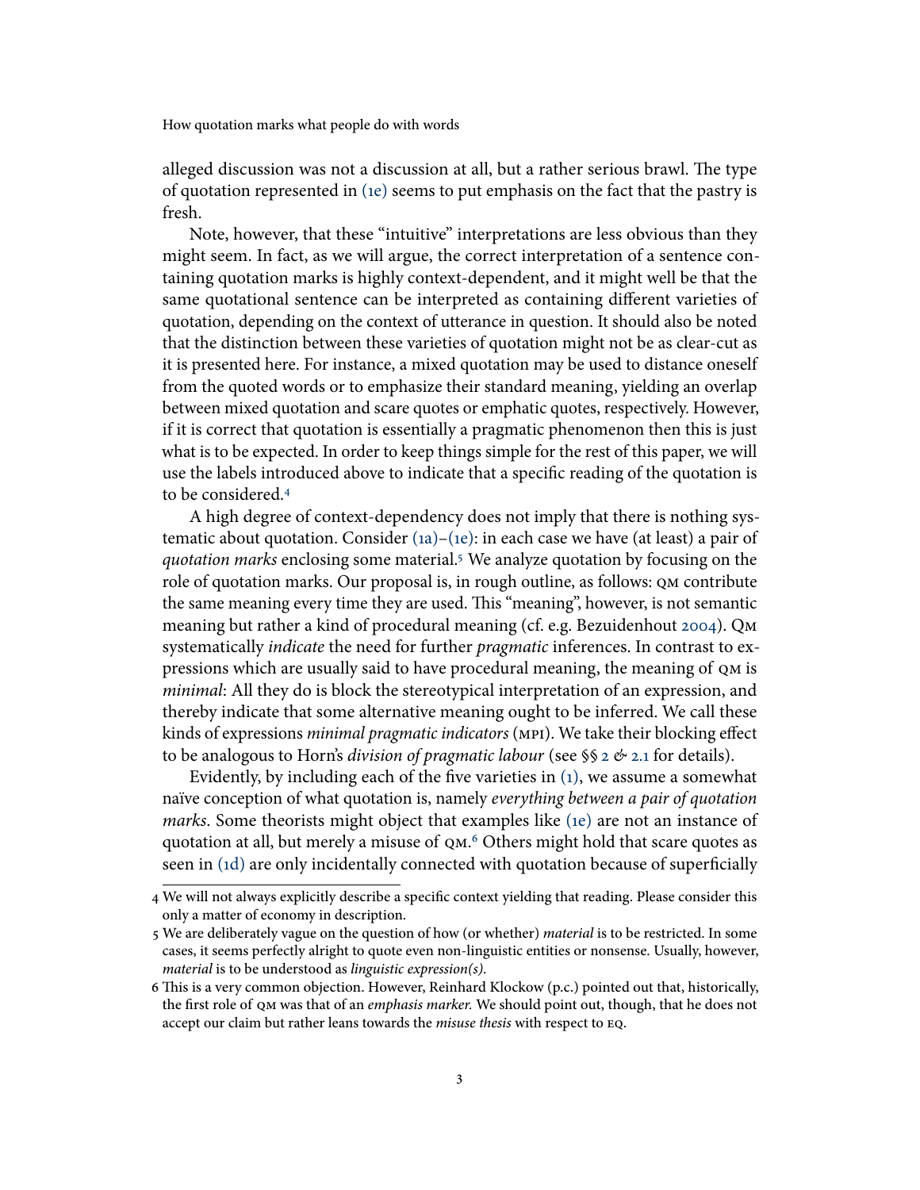alleged discussion was not a discussion at all, but a rather serious brawl. The type of quotation represented in (1e) seems to put emphasis on the fact that the pastry is fresh.

Note, however, that these "intuitive" interpretations are less obvious than they might seem. In fact, as we will argue, the correct interpretation of a sentence containing quotation marks is highly context-dependent, and it might well be that the same quotational sentence can be interpreted as containing different varieties of quotation, depending on the context of utterance in question. It should also be noted that the distinction between these varieties of quotation might not be as clear-cut as it is presented here. For instance, a mixed quotation may be used to distance oneself from the quoted words or to emphasize their standard meaning, yielding an overlap between mixed quotation and scare quotes or emphatic quotes, respectively. However, if it is correct that quotation is essentially a pragmatic phenomenon then this is just what is to be expected. In order to keep things simple for the rest of this paper, we will use the labels introduced above to indicate that a specific reading of the quotation is to be considered.[4]

A high degree of context-dependency does not imply that there is nothing systematic about quotation. Consider (1a)–(1e): in each case we have (at least) a pair of *quotation marks* enclosing some material.[5] We analyze quotation by focusing on the role of quotation marks. Our proposal is, in rough outline, as follows: QM contribute the same meaning every time they are used. This "meaning", however, is not semantic meaning but rather a kind of procedural meaning (cf. e.g. Bezuidenhout 2004). QM systematically *indicate* the need for further *pragmatic* inferences. In contrast to expressions which are usually said to have procedural meaning, the meaning of QM is *minimal*: All they do is block the stereotypical interpretation of an expression, and thereby indicate that some alternative meaning ought to be inferred. We call these kinds of expressions *minimal pragmatic indicators* (MPI). We take their blocking effect to be analogous to Horn's *division of pragmatic labour* (see §§ 2 & 2.1 for details).

Evidently, by including each of the five varieties in (1), we assume a somewhat naïve conception of what quotation is, namely *everything between a pair of quotation marks*. Some theorists might object that examples like (1e) are not an instance of quotation at all, but merely a misuse of QM.[6] Others might hold that scare quotes as seen in (1d) are only incidentally connected with quotation because of superficially

---

4 We will not always explicitly describe a specific context yielding that reading. Please consider this only a matter of economy in description.

5 We are deliberately vague on the question of how (or whether) *material* is to be restricted. In some cases, it seems perfectly alright to quote even non-linguistic entities or nonsense. Usually, however, *material* is to be understood as *linguistic expression(s)*.

6 This is a very common objection. However, Reinhard Klockow (p.c.) pointed out that, historically, the first role of QM was that of an *emphasis marker*. We should point out, though, that he does not accept our claim but rather leans towards the *misuse thesis* with respect to EQ.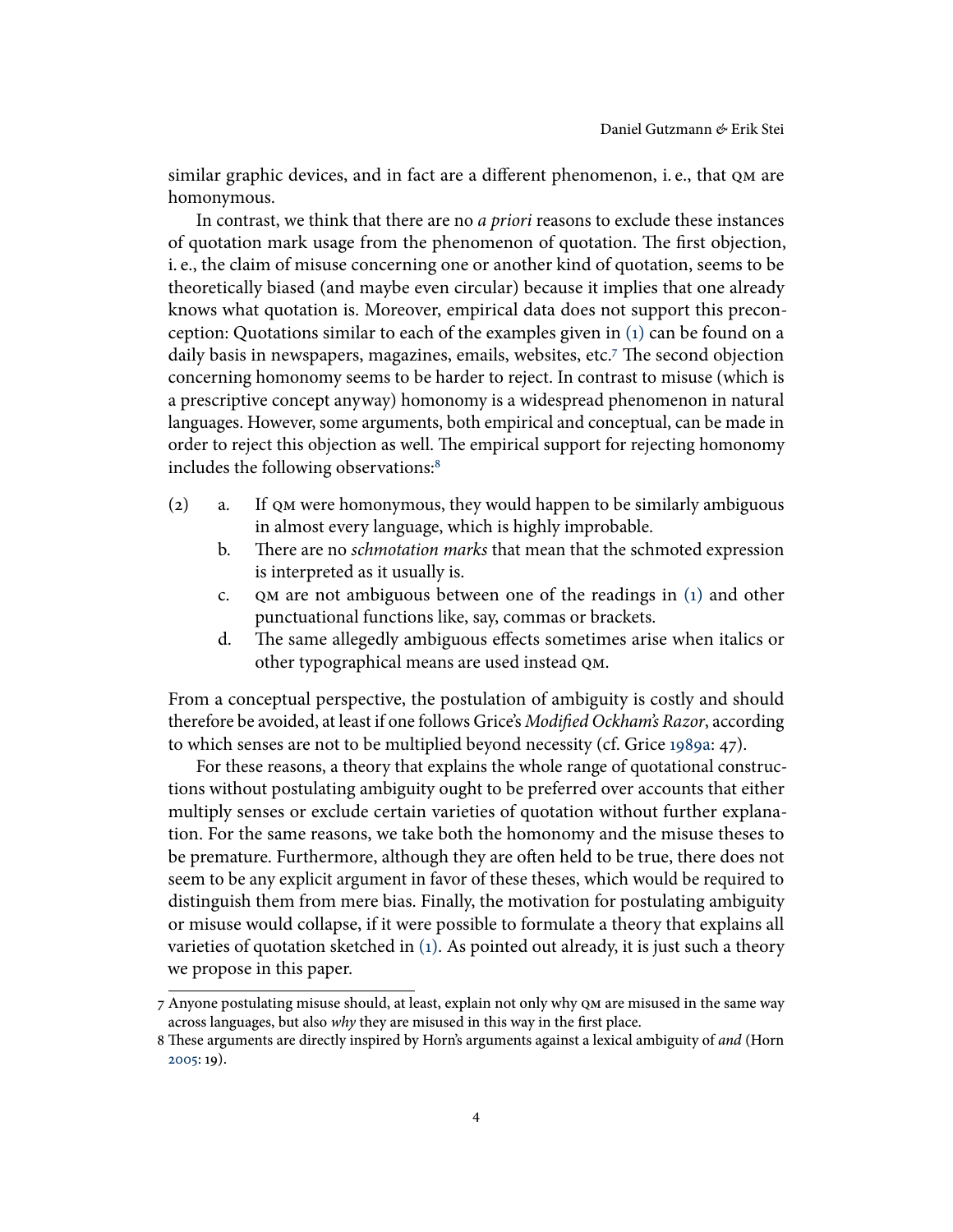similar graphic devices, and in fact are a different phenomenon, i. e., that QM are homonymous.

In contrast, we think that there are no *a priori* reasons to exclude these instances of quotation mark usage from the phenomenon of quotation. The first objection, i. e., the claim of misuse concerning one or another kind of quotation, seems to be theoretically biased (and maybe even circular) because it implies that one already knows what quotation is. Moreover, empirical data does not support this preconception: Quotations similar to each of the examples given in (1) can be found on a daily basis in newspapers, magazines, emails, websites, etc.[7] The second objection concerning homonomy seems to be harder to reject. In contrast to misuse (which is a prescriptive concept anyway) homonomy is a widespread phenomenon in natural languages. However, some arguments, both empirical and conceptual, can be made in order to reject this objection as well. The empirical support for rejecting homonomy includes the following observations:[8]

(2)
a. If QM were homonymous, they would happen to be similarly ambiguous in almost every language, which is highly improbable.
b. There are no *schmotation marks* that mean that the schmoted expression is interpreted as it usually is.
c. QM are not ambiguous between one of the readings in (1) and other punctuational functions like, say, commas or brackets.
d. The same allegedly ambiguous effects sometimes arise when italics or other typographical means are used instead QM.

From a conceptual perspective, the postulation of ambiguity is costly and should therefore be avoided, at least if one follows Grice's *Modified Ockham's Razor*, according to which senses are not to be multiplied beyond necessity (cf. Grice 1989a: 47).

For these reasons, a theory that explains the whole range of quotational constructions without postulating ambiguity ought to be preferred over accounts that either multiply senses or exclude certain varieties of quotation without further explanation. For the same reasons, we take both the homonomy and the misuse theses to be premature. Furthermore, although they are often held to be true, there does not seem to be any explicit argument in favor of these theses, which would be required to distinguish them from mere bias. Finally, the motivation for postulating ambiguity or misuse would collapse, if it were possible to formulate a theory that explains all varieties of quotation sketched in (1). As pointed out already, it is just such a theory we propose in this paper.

---

7 Anyone postulating misuse should, at least, explain not only why QM are misused in the same way across languages, but also *why* they are misused in this way in the first place.

8 These arguments are directly inspired by Horn's arguments against a lexical ambiguity of *and* (Horn 2005: 19).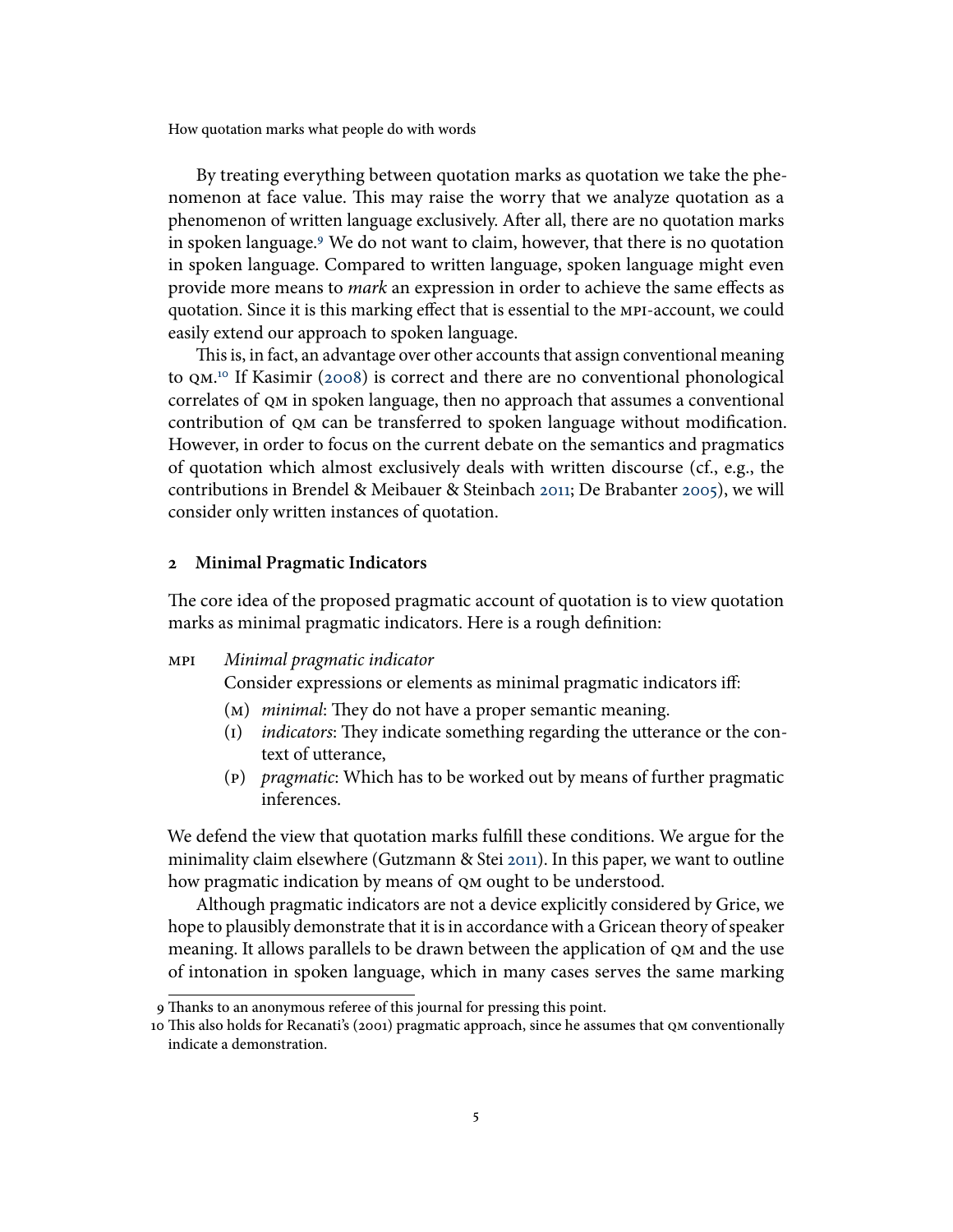By treating everything between quotation marks as quotation we take the phenomenon at face value. This may raise the worry that we analyze quotation as a phenomenon of written language exclusively. After all, there are no quotation marks in spoken language.[9] We do not want to claim, however, that there is no quotation in spoken language. Compared to written language, spoken language might even provide more means to *mark* an expression in order to achieve the same effects as quotation. Since it is this marking effect that is essential to the MPI-account, we could easily extend our approach to spoken language.

This is, in fact, an advantage over other accounts that assign conventional meaning to QM.[10] If Kasimir (2008) is correct and there are no conventional phonological correlates of QM in spoken language, then no approach that assumes a conventional contribution of QM can be transferred to spoken language without modification. However, in order to focus on the current debate on the semantics and pragmatics of quotation which almost exclusively deals with written discourse (cf., e.g., the contributions in Brendel & Meibauer & Steinbach 2011; De Brabanter 2005), we will consider only written instances of quotation.

## 2 Minimal Pragmatic Indicators

The core idea of the proposed pragmatic account of quotation is to view quotation marks as minimal pragmatic indicators. Here is a rough definition:

MPI *Minimal pragmatic indicator*

Consider expressions or elements as minimal pragmatic indicators iff:

- (M) *minimal*: They do not have a proper semantic meaning.
- (I) *indicators*: They indicate something regarding the utterance or the context of utterance,
- (P) *pragmatic*: Which has to be worked out by means of further pragmatic inferences.

We defend the view that quotation marks fulfill these conditions. We argue for the minimality claim elsewhere (Gutzmann & Stei 2011). In this paper, we want to outline how pragmatic indication by means of QM ought to be understood.

Although pragmatic indicators are not a device explicitly considered by Grice, we hope to plausibly demonstrate that it is in accordance with a Gricean theory of speaker meaning. It allows parallels to be drawn between the application of QM and the use of intonation in spoken language, which in many cases serves the same marking

9 Thanks to an anonymous referee of this journal for pressing this point.

10 This also holds for Recanati's (2001) pragmatic approach, since he assumes that QM conventionally indicate a demonstration.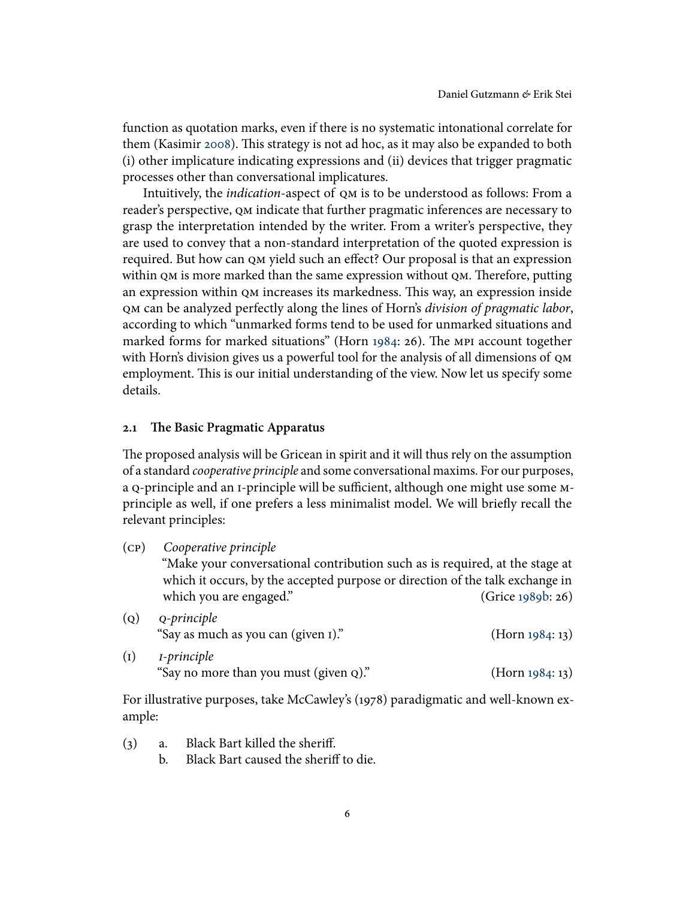function as quotation marks, even if there is no systematic intonational correlate for them (Kasimir 2008). This strategy is not ad hoc, as it may also be expanded to both (i) other implicature indicating expressions and (ii) devices that trigger pragmatic processes other than conversational implicatures.

Intuitively, the *indication*-aspect of QM is to be understood as follows: From a reader's perspective, QM indicate that further pragmatic inferences are necessary to grasp the interpretation intended by the writer. From a writer's perspective, they are used to convey that a non-standard interpretation of the quoted expression is required. But how can QM yield such an effect? Our proposal is that an expression within QM is more marked than the same expression without QM. Therefore, putting an expression within QM increases its markedness. This way, an expression inside QM can be analyzed perfectly along the lines of Horn's *division of pragmatic labor*, according to which "unmarked forms tend to be used for unmarked situations and marked forms for marked situations" (Horn 1984: 26). The MPI account together with Horn's division gives us a powerful tool for the analysis of all dimensions of QM employment. This is our initial understanding of the view. Now let us specify some details.

### 2.1 The Basic Pragmatic Apparatus

The proposed analysis will be Gricean in spirit and it will thus rely on the assumption of a standard *cooperative principle* and some conversational maxims. For our purposes, a Q-principle and an I-principle will be sufficient, although one might use some M-principle as well, if one prefers a less minimalist model. We will briefly recall the relevant principles:

(CP) *Cooperative principle*
"Make your conversational contribution such as is required, at the stage at which it occurs, by the accepted purpose or direction of the talk exchange in which you are engaged." (Grice 1989b: 26)

(Q) *Q-principle*
"Say as much as you can (given I)." (Horn 1984: 13)

(I) *I-principle*
"Say no more than you must (given Q)." (Horn 1984: 13)

For illustrative purposes, take McCawley's (1978) paradigmatic and well-known example:

(3) a. Black Bart killed the sheriff.
 b. Black Bart caused the sheriff to die.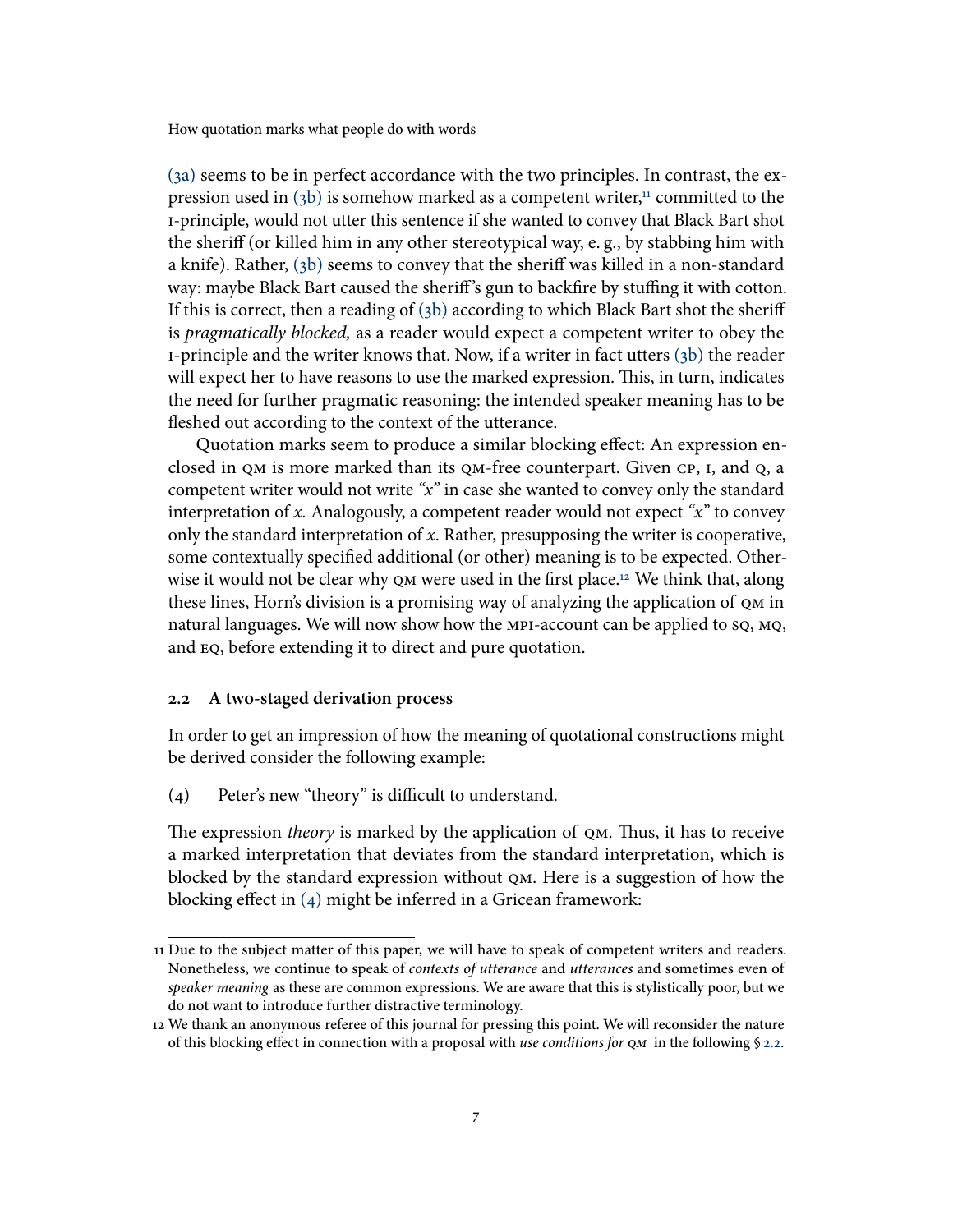(3a) seems to be in perfect accordance with the two principles. In contrast, the expression used in (3b) is somehow marked as a competent writer,[11] committed to the I-principle, would not utter this sentence if she wanted to convey that Black Bart shot the sheriff (or killed him in any other stereotypical way, e. g., by stabbing him with a knife). Rather, (3b) seems to convey that the sheriff was killed in a non-standard way: maybe Black Bart caused the sheriff's gun to backfire by stuffing it with cotton. If this is correct, then a reading of (3b) according to which Black Bart shot the sheriff is *pragmatically blocked,* as a reader would expect a competent writer to obey the I-principle and the writer knows that. Now, if a writer in fact utters (3b) the reader will expect her to have reasons to use the marked expression. This, in turn, indicates the need for further pragmatic reasoning: the intended speaker meaning has to be fleshed out according to the context of the utterance.

Quotation marks seem to produce a similar blocking effect: An expression enclosed in QM is more marked than its QM-free counterpart. Given CP, I, and Q, a competent writer would not write *"x"* in case she wanted to convey only the standard interpretation of *x.* Analogously, a competent reader would not expect *"x"* to convey only the standard interpretation of *x.* Rather, presupposing the writer is cooperative, some contextually specified additional (or other) meaning is to be expected. Otherwise it would not be clear why QM were used in the first place.[12] We think that, along these lines, Horn's division is a promising way of analyzing the application of QM in natural languages. We will now show how the MPI-account can be applied to SQ, MQ, and EQ, before extending it to direct and pure quotation.

### 2.2 A two-staged derivation process

In order to get an impression of how the meaning of quotational constructions might be derived consider the following example:

(4) Peter's new "theory" is difficult to understand.

The expression *theory* is marked by the application of QM. Thus, it has to receive a marked interpretation that deviates from the standard interpretation, which is blocked by the standard expression without QM. Here is a suggestion of how the blocking effect in (4) might be inferred in a Gricean framework:

---

11 Due to the subject matter of this paper, we will have to speak of competent writers and readers. Nonetheless, we continue to speak of *contexts of utterance* and *utterances* and sometimes even of *speaker meaning* as these are common expressions. We are aware that this is stylistically poor, but we do not want to introduce further distractive terminology.

12 We thank an anonymous referee of this journal for pressing this point. We will reconsider the nature of this blocking effect in connection with a proposal with *use conditions for QM* in the following § 2.2.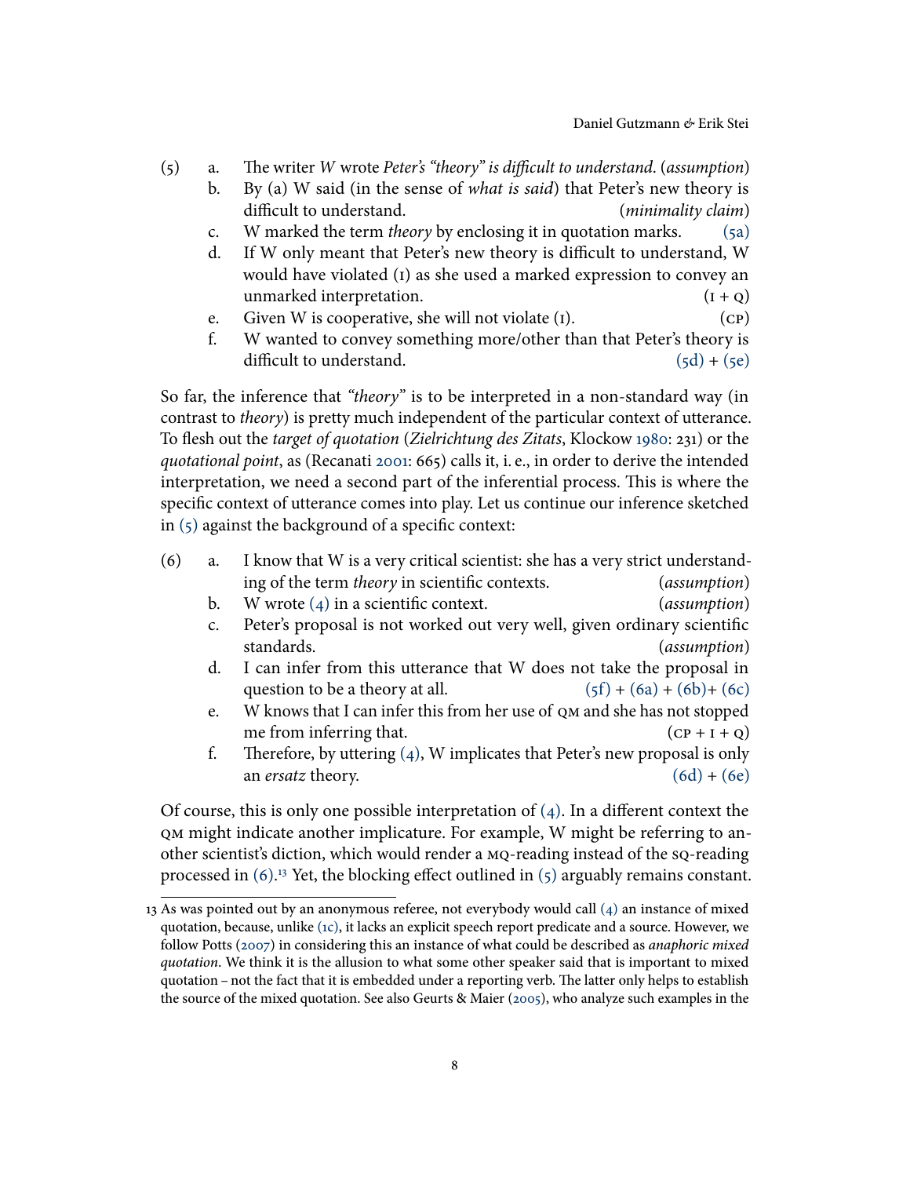(5) a. The writer *W* wrote *Peter's "theory" is difficult to understand*. (*assumption*)
b. By (a) W said (in the sense of *what is said*) that Peter's new theory is difficult to understand. (*minimality claim*)
c. W marked the term *theory* by enclosing it in quotation marks. (5a)
d. If W only meant that Peter's new theory is difficult to understand, W would have violated (1) as she used a marked expression to convey an unmarked interpretation. (1 + Q)
e. Given W is cooperative, she will not violate (1). (CP)
f. W wanted to convey something more/other than that Peter's theory is difficult to understand. (5d) + (5e)

So far, the inference that *"theory"* is to be interpreted in a non-standard way (in contrast to *theory*) is pretty much independent of the particular context of utterance. To flesh out the *target of quotation* (*Zielrichtung des Zitats*, Klockow 1980: 231) or the *quotational point*, as (Recanati 2001: 665) calls it, i. e., in order to derive the intended interpretation, we need a second part of the inferential process. This is where the specific context of utterance comes into play. Let us continue our inference sketched in (5) against the background of a specific context:

(6) a. I know that W is a very critical scientist: she has a very strict understanding of the term *theory* in scientific contexts. (*assumption*)
b. W wrote (4) in a scientific context. (*assumption*)
c. Peter's proposal is not worked out very well, given ordinary scientific standards. (*assumption*)
d. I can infer from this utterance that W does not take the proposal in question to be a theory at all. (5f) + (6a) + (6b)+ (6c)
e. W knows that I can infer this from her use of QM and she has not stopped me from inferring that. (CP + 1 + Q)
f. Therefore, by uttering (4), W implicates that Peter's new proposal is only an *ersatz* theory. (6d) + (6e)

Of course, this is only one possible interpretation of (4). In a different context the QM might indicate another implicature. For example, W might be referring to another scientist's diction, which would render a MQ-reading instead of the SQ-reading processed in (6).[13] Yet, the blocking effect outlined in (5) arguably remains constant.

13 As was pointed out by an anonymous referee, not everybody would call (4) an instance of mixed quotation, because, unlike (1c), it lacks an explicit speech report predicate and a source. However, we follow Potts (2007) in considering this an instance of what could be described as *anaphoric mixed quotation*. We think it is the allusion to what some other speaker said that is important to mixed quotation – not the fact that it is embedded under a reporting verb. The latter only helps to establish the source of the mixed quotation. See also Geurts & Maier (2005), who analyze such examples in the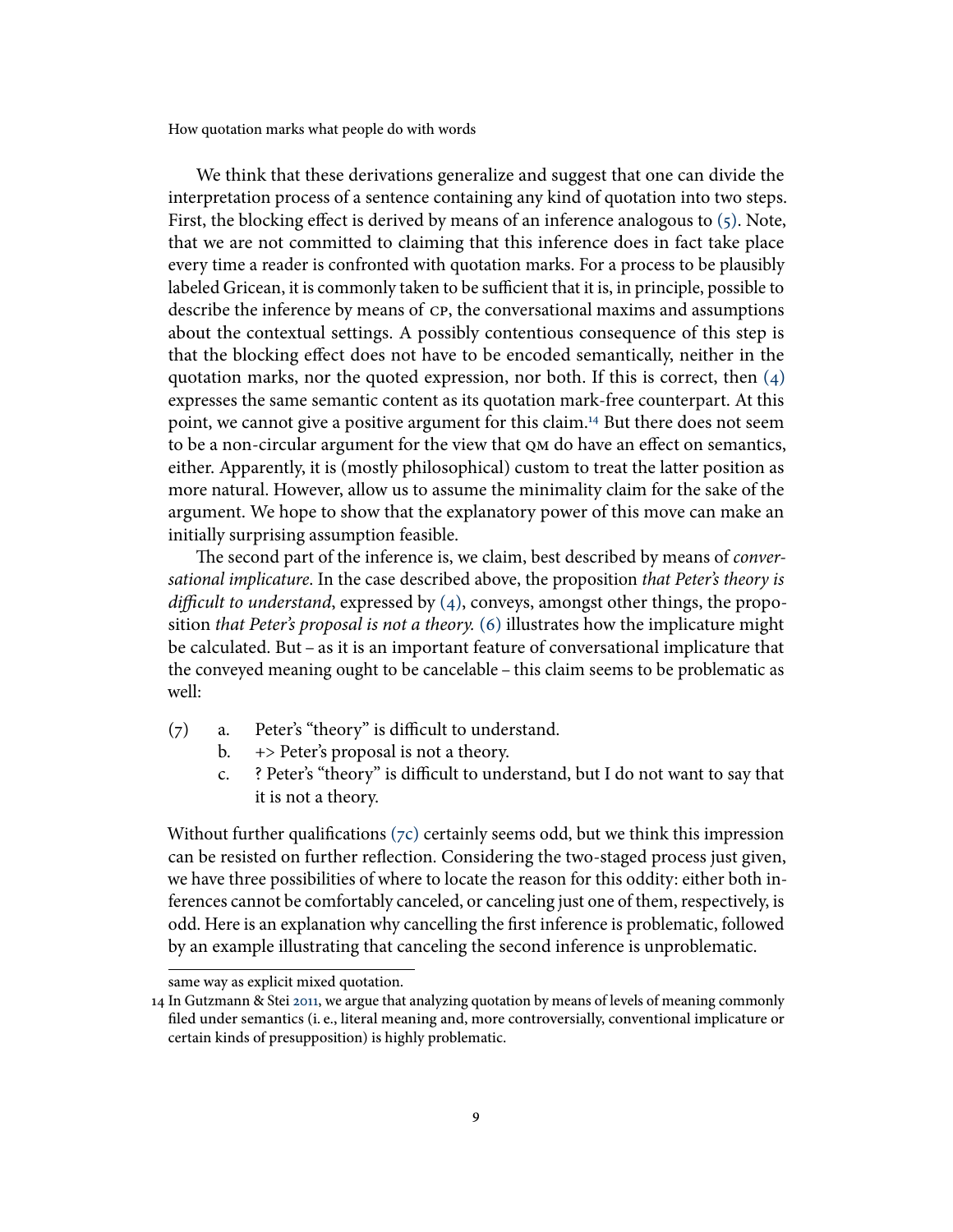We think that these derivations generalize and suggest that one can divide the interpretation process of a sentence containing any kind of quotation into two steps. First, the blocking effect is derived by means of an inference analogous to (5). Note, that we are not committed to claiming that this inference does in fact take place every time a reader is confronted with quotation marks. For a process to be plausibly labeled Gricean, it is commonly taken to be sufficient that it is, in principle, possible to describe the inference by means of CP, the conversational maxims and assumptions about the contextual settings. A possibly contentious consequence of this step is that the blocking effect does not have to be encoded semantically, neither in the quotation marks, nor the quoted expression, nor both. If this is correct, then (4) expresses the same semantic content as its quotation mark-free counterpart. At this point, we cannot give a positive argument for this claim.[14] But there does not seem to be a non-circular argument for the view that QM do have an effect on semantics, either. Apparently, it is (mostly philosophical) custom to treat the latter position as more natural. However, allow us to assume the minimality claim for the sake of the argument. We hope to show that the explanatory power of this move can make an initially surprising assumption feasible.

The second part of the inference is, we claim, best described by means of *conversational implicature*. In the case described above, the proposition *that Peter's theory is difficult to understand*, expressed by (4), conveys, amongst other things, the proposition *that Peter's proposal is not a theory.* (6) illustrates how the implicature might be calculated. But – as it is an important feature of conversational implicature that the conveyed meaning ought to be cancelable – this claim seems to be problematic as well:

(7) a. Peter's "theory" is difficult to understand.
    b. +> Peter's proposal is not a theory.
    c. ? Peter's "theory" is difficult to understand, but I do not want to say that it is not a theory.

Without further qualifications (7c) certainly seems odd, but we think this impression can be resisted on further reflection. Considering the two-staged process just given, we have three possibilities of where to locate the reason for this oddity: either both inferences cannot be comfortably canceled, or canceling just one of them, respectively, is odd. Here is an explanation why cancelling the first inference is problematic, followed by an example illustrating that canceling the second inference is unproblematic.

---

same way as explicit mixed quotation.

14 In Gutzmann & Stei 2011, we argue that analyzing quotation by means of levels of meaning commonly filed under semantics (i. e., literal meaning and, more controversially, conventional implicature or certain kinds of presupposition) is highly problematic.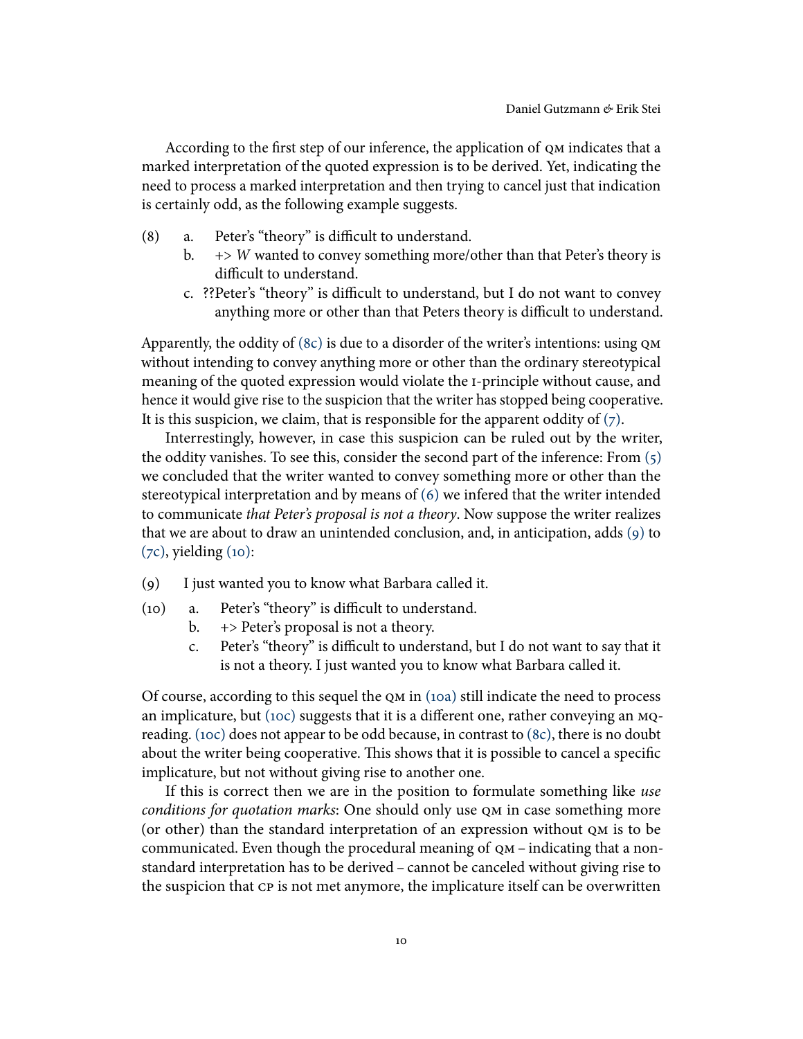According to the first step of our inference, the application of QM indicates that a marked interpretation of the quoted expression is to be derived. Yet, indicating the need to process a marked interpretation and then trying to cancel just that indication is certainly odd, as the following example suggests.

(8) a. Peter's "theory" is difficult to understand.
  b. +> *W* wanted to convey something more/other than that Peter's theory is difficult to understand.
  c. ??Peter's "theory" is difficult to understand, but I do not want to convey anything more or other than that Peters theory is difficult to understand.

Apparently, the oddity of (8c) is due to a disorder of the writer's intentions: using QM without intending to convey anything more or other than the ordinary stereotypical meaning of the quoted expression would violate the I-principle without cause, and hence it would give rise to the suspicion that the writer has stopped being cooperative. It is this suspicion, we claim, that is responsible for the apparent oddity of (7).

Interrestingly, however, in case this suspicion can be ruled out by the writer, the oddity vanishes. To see this, consider the second part of the inference: From (5) we concluded that the writer wanted to convey something more or other than the stereotypical interpretation and by means of (6) we infered that the writer intended to communicate *that Peter's proposal is not a theory*. Now suppose the writer realizes that we are about to draw an unintended conclusion, and, in anticipation, adds (9) to (7c), yielding (10):

(9) I just wanted you to know what Barbara called it.

(10) a. Peter's "theory" is difficult to understand.
  b. +> Peter's proposal is not a theory.
  c. Peter's "theory" is difficult to understand, but I do not want to say that it is not a theory. I just wanted you to know what Barbara called it.

Of course, according to this sequel the QM in (10a) still indicate the need to process an implicature, but (10c) suggests that it is a different one, rather conveying an MQ-reading. (10c) does not appear to be odd because, in contrast to (8c), there is no doubt about the writer being cooperative. This shows that it is possible to cancel a specific implicature, but not without giving rise to another one.

If this is correct then we are in the position to formulate something like *use conditions for quotation marks*: One should only use QM in case something more (or other) than the standard interpretation of an expression without QM is to be communicated. Even though the procedural meaning of QM – indicating that a non-standard interpretation has to be derived – cannot be canceled without giving rise to the suspicion that CP is not met anymore, the implicature itself can be overwritten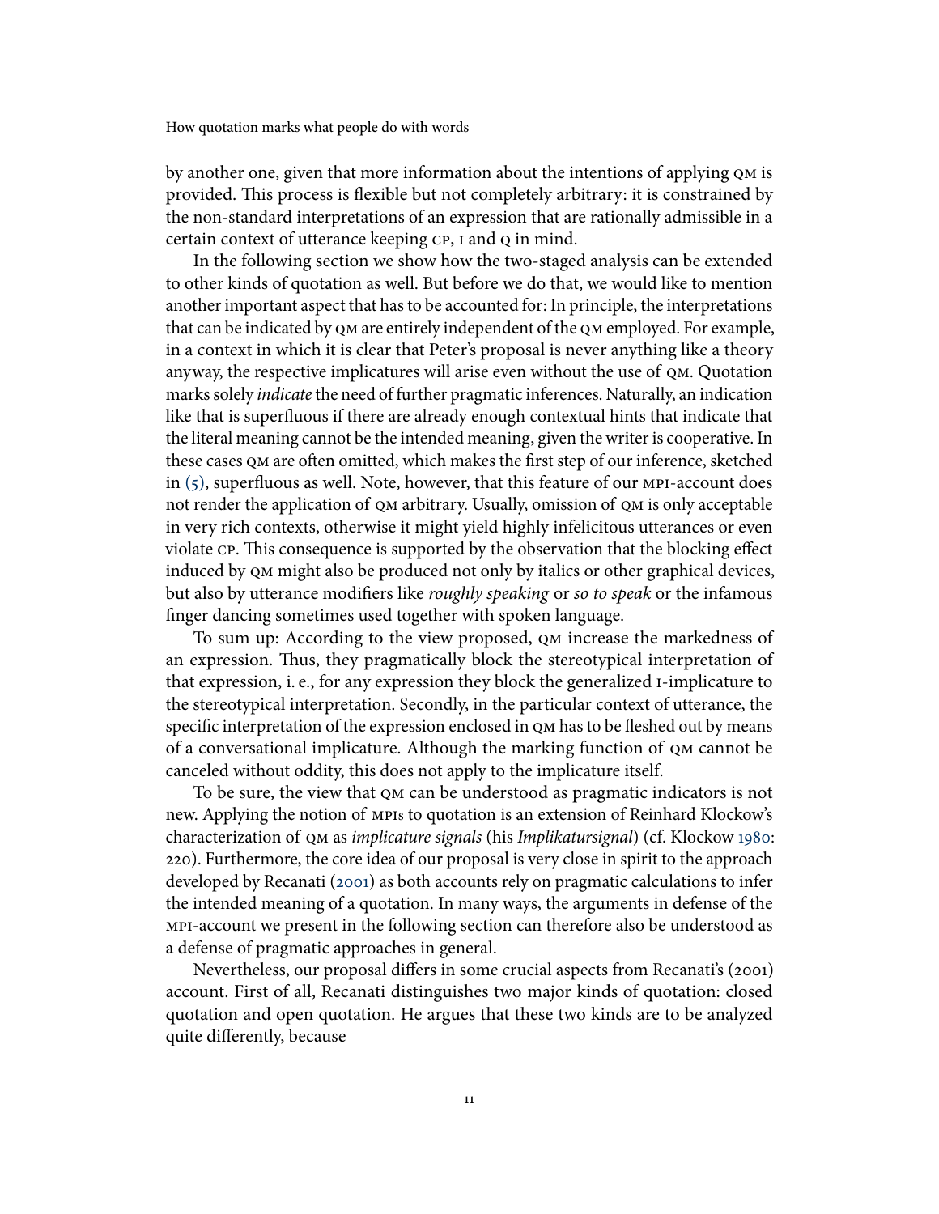by another one, given that more information about the intentions of applying QM is provided. This process is flexible but not completely arbitrary: it is constrained by the non-standard interpretations of an expression that are rationally admissible in a certain context of utterance keeping CP, I and Q in mind.

In the following section we show how the two-staged analysis can be extended to other kinds of quotation as well. But before we do that, we would like to mention another important aspect that has to be accounted for: In principle, the interpretations that can be indicated by QM are entirely independent of the QM employed. For example, in a context in which it is clear that Peter's proposal is never anything like a theory anyway, the respective implicatures will arise even without the use of QM. Quotation marks solely *indicate* the need of further pragmatic inferences. Naturally, an indication like that is superfluous if there are already enough contextual hints that indicate that the literal meaning cannot be the intended meaning, given the writer is cooperative. In these cases QM are often omitted, which makes the first step of our inference, sketched in (5), superfluous as well. Note, however, that this feature of our MPI-account does not render the application of QM arbitrary. Usually, omission of QM is only acceptable in very rich contexts, otherwise it might yield highly infelicitous utterances or even violate CP. This consequence is supported by the observation that the blocking effect induced by QM might also be produced not only by italics or other graphical devices, but also by utterance modifiers like *roughly speaking* or *so to speak* or the infamous finger dancing sometimes used together with spoken language.

To sum up: According to the view proposed, QM increase the markedness of an expression. Thus, they pragmatically block the stereotypical interpretation of that expression, i. e., for any expression they block the generalized I-implicature to the stereotypical interpretation. Secondly, in the particular context of utterance, the specific interpretation of the expression enclosed in QM has to be fleshed out by means of a conversational implicature. Although the marking function of QM cannot be canceled without oddity, this does not apply to the implicature itself.

To be sure, the view that QM can be understood as pragmatic indicators is not new. Applying the notion of MPIs to quotation is an extension of Reinhard Klockow's characterization of QM as *implicature signals* (his *Implikatursignal*) (cf. Klockow 1980: 220). Furthermore, the core idea of our proposal is very close in spirit to the approach developed by Recanati (2001) as both accounts rely on pragmatic calculations to infer the intended meaning of a quotation. In many ways, the arguments in defense of the MPI-account we present in the following section can therefore also be understood as a defense of pragmatic approaches in general.

Nevertheless, our proposal differs in some crucial aspects from Recanati's (2001) account. First of all, Recanati distinguishes two major kinds of quotation: closed quotation and open quotation. He argues that these two kinds are to be analyzed quite differently, because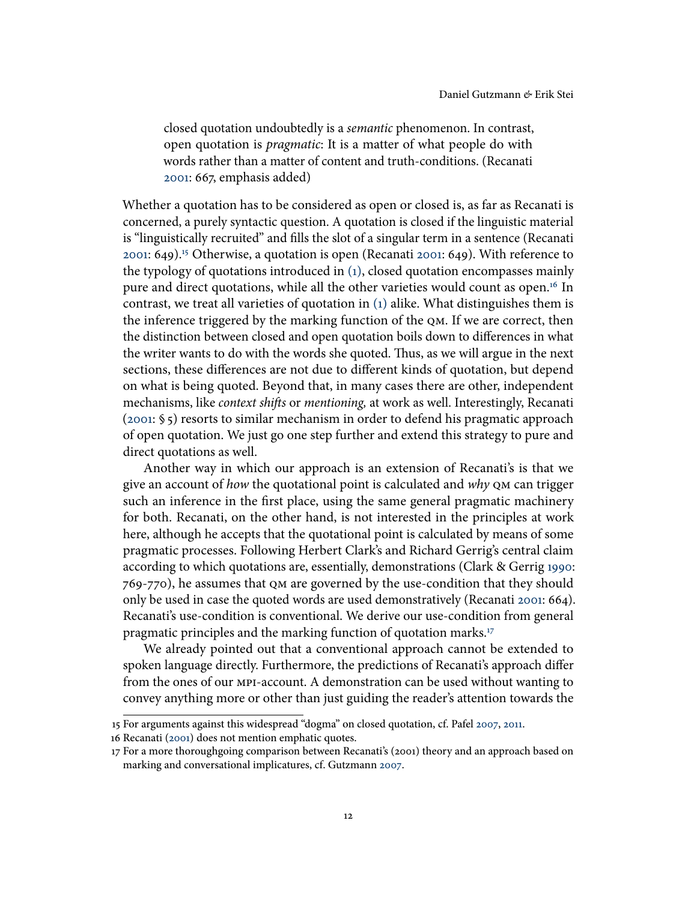> closed quotation undoubtedly is a *semantic* phenomenon. In contrast, open quotation is *pragmatic*: It is a matter of what people do with words rather than a matter of content and truth-conditions. (Recanati 2001: 667, emphasis added)

Whether a quotation has to be considered as open or closed is, as far as Recanati is concerned, a purely syntactic question. A quotation is closed if the linguistic material is "linguistically recruited" and fills the slot of a singular term in a sentence (Recanati 2001: 649).[15] Otherwise, a quotation is open (Recanati 2001: 649). With reference to the typology of quotations introduced in (1), closed quotation encompasses mainly pure and direct quotations, while all the other varieties would count as open.[16] In contrast, we treat all varieties of quotation in (1) alike. What distinguishes them is the inference triggered by the marking function of the QM. If we are correct, then the distinction between closed and open quotation boils down to differences in what the writer wants to do with the words she quoted. Thus, as we will argue in the next sections, these differences are not due to different kinds of quotation, but depend on what is being quoted. Beyond that, in many cases there are other, independent mechanisms, like *context shifts* or *mentioning,* at work as well. Interestingly, Recanati (2001: § 5) resorts to similar mechanism in order to defend his pragmatic approach of open quotation. We just go one step further and extend this strategy to pure and direct quotations as well.

Another way in which our approach is an extension of Recanati's is that we give an account of *how* the quotational point is calculated and *why* QM can trigger such an inference in the first place, using the same general pragmatic machinery for both. Recanati, on the other hand, is not interested in the principles at work here, although he accepts that the quotational point is calculated by means of some pragmatic processes. Following Herbert Clark's and Richard Gerrig's central claim according to which quotations are, essentially, demonstrations (Clark & Gerrig 1990: 769-770), he assumes that QM are governed by the use-condition that they should only be used in case the quoted words are used demonstratively (Recanati 2001: 664). Recanati's use-condition is conventional. We derive our use-condition from general pragmatic principles and the marking function of quotation marks.[17]

We already pointed out that a conventional approach cannot be extended to spoken language directly. Furthermore, the predictions of Recanati's approach differ from the ones of our MPI-account. A demonstration can be used without wanting to convey anything more or other than just guiding the reader's attention towards the

---

15 For arguments against this widespread "dogma" on closed quotation, cf. Pafel 2007, 2011.

16 Recanati (2001) does not mention emphatic quotes.

17 For a more thoroughgoing comparison between Recanati's (2001) theory and an approach based on marking and conversational implicatures, cf. Gutzmann 2007.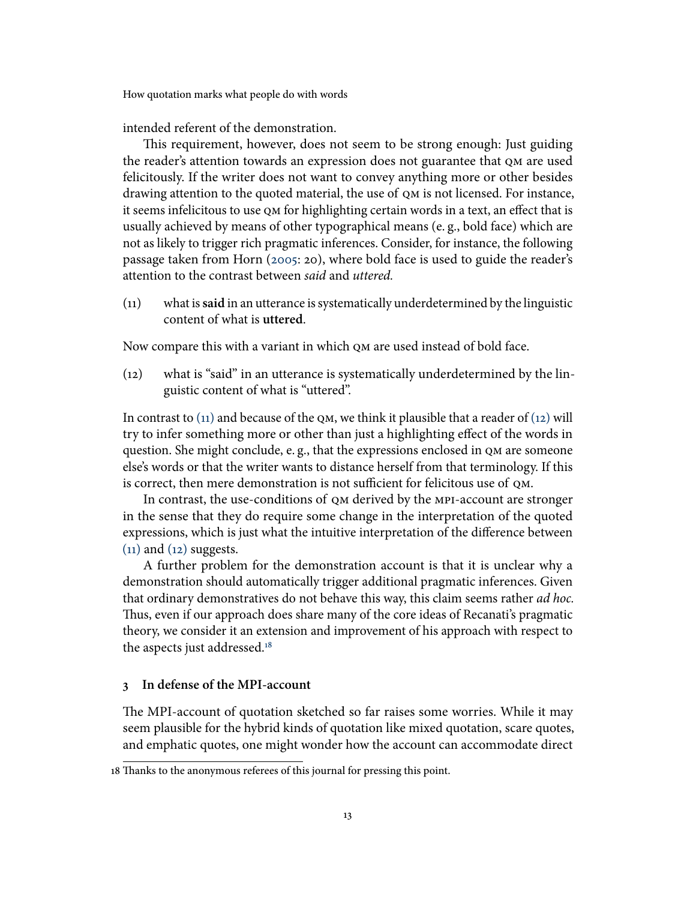intended referent of the demonstration.

This requirement, however, does not seem to be strong enough: Just guiding the reader's attention towards an expression does not guarantee that QM are used felicitously. If the writer does not want to convey anything more or other besides drawing attention to the quoted material, the use of QM is not licensed. For instance, it seems infelicitous to use QM for highlighting certain words in a text, an effect that is usually achieved by means of other typographical means (e. g., bold face) which are not as likely to trigger rich pragmatic inferences. Consider, for instance, the following passage taken from Horn (2005: 20), where bold face is used to guide the reader's attention to the contrast between *said* and *uttered.*

(11) what is **said** in an utterance is systematically underdetermined by the linguistic content of what is **uttered**.

Now compare this with a variant in which QM are used instead of bold face.

(12) what is "said" in an utterance is systematically underdetermined by the linguistic content of what is "uttered".

In contrast to (11) and because of the QM, we think it plausible that a reader of (12) will try to infer something more or other than just a highlighting effect of the words in question. She might conclude, e. g., that the expressions enclosed in QM are someone else's words or that the writer wants to distance herself from that terminology. If this is correct, then mere demonstration is not sufficient for felicitous use of QM.

In contrast, the use-conditions of QM derived by the MPI-account are stronger in the sense that they do require some change in the interpretation of the quoted expressions, which is just what the intuitive interpretation of the difference between (11) and (12) suggests.

A further problem for the demonstration account is that it is unclear why a demonstration should automatically trigger additional pragmatic inferences. Given that ordinary demonstratives do not behave this way, this claim seems rather *ad hoc.* Thus, even if our approach does share many of the core ideas of Recanati's pragmatic theory, we consider it an extension and improvement of his approach with respect to the aspects just addressed.[18]

## 3 In defense of the MPI-account

The MPI-account of quotation sketched so far raises some worries. While it may seem plausible for the hybrid kinds of quotation like mixed quotation, scare quotes, and emphatic quotes, one might wonder how the account can accommodate direct

18 Thanks to the anonymous referees of this journal for pressing this point.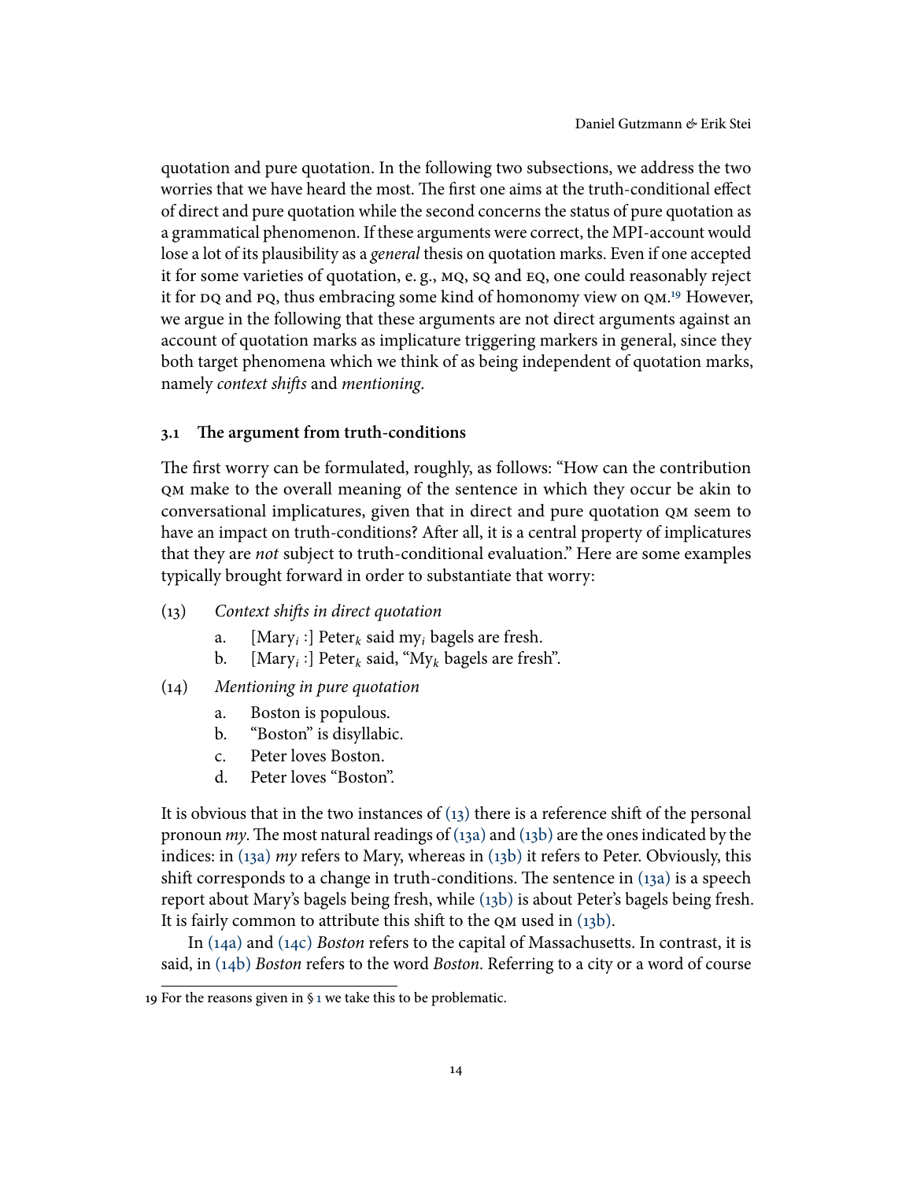quotation and pure quotation. In the following two subsections, we address the two worries that we have heard the most. The first one aims at the truth-conditional effect of direct and pure quotation while the second concerns the status of pure quotation as a grammatical phenomenon. If these arguments were correct, the MPI-account would lose a lot of its plausibility as a *general* thesis on quotation marks. Even if one accepted it for some varieties of quotation, e. g., MQ, SQ and EQ, one could reasonably reject it for DQ and PQ, thus embracing some kind of homonomy view on QM.[19] However, we argue in the following that these arguments are not direct arguments against an account of quotation marks as implicature triggering markers in general, since they both target phenomena which we think of as being independent of quotation marks, namely *context shifts* and *mentioning*.

### 3.1 The argument from truth-conditions

The first worry can be formulated, roughly, as follows: "How can the contribution QM make to the overall meaning of the sentence in which they occur be akin to conversational implicatures, given that in direct and pure quotation QM seem to have an impact on truth-conditions? After all, it is a central property of implicatures that they are *not* subject to truth-conditional evaluation." Here are some examples typically brought forward in order to substantiate that worry:

(13) *Context shifts in direct quotation*

a. [Mary$_i$ :] Peter$_k$ said my$_i$ bagels are fresh.

b. [Mary$_i$ :] Peter$_k$ said, "My$_k$ bagels are fresh".

(14) *Mentioning in pure quotation*

a. Boston is populous.

b. "Boston" is disyllabic.

c. Peter loves Boston.

d. Peter loves "Boston".

It is obvious that in the two instances of (13) there is a reference shift of the personal pronoun *my*. The most natural readings of (13a) and (13b) are the ones indicated by the indices: in (13a) *my* refers to Mary, whereas in (13b) it refers to Peter. Obviously, this shift corresponds to a change in truth-conditions. The sentence in (13a) is a speech report about Mary's bagels being fresh, while (13b) is about Peter's bagels being fresh. It is fairly common to attribute this shift to the QM used in (13b).

In (14a) and (14c) *Boston* refers to the capital of Massachusetts. In contrast, it is said, in (14b) *Boston* refers to the word *Boston*. Referring to a city or a word of course

19 For the reasons given in § 1 we take this to be problematic.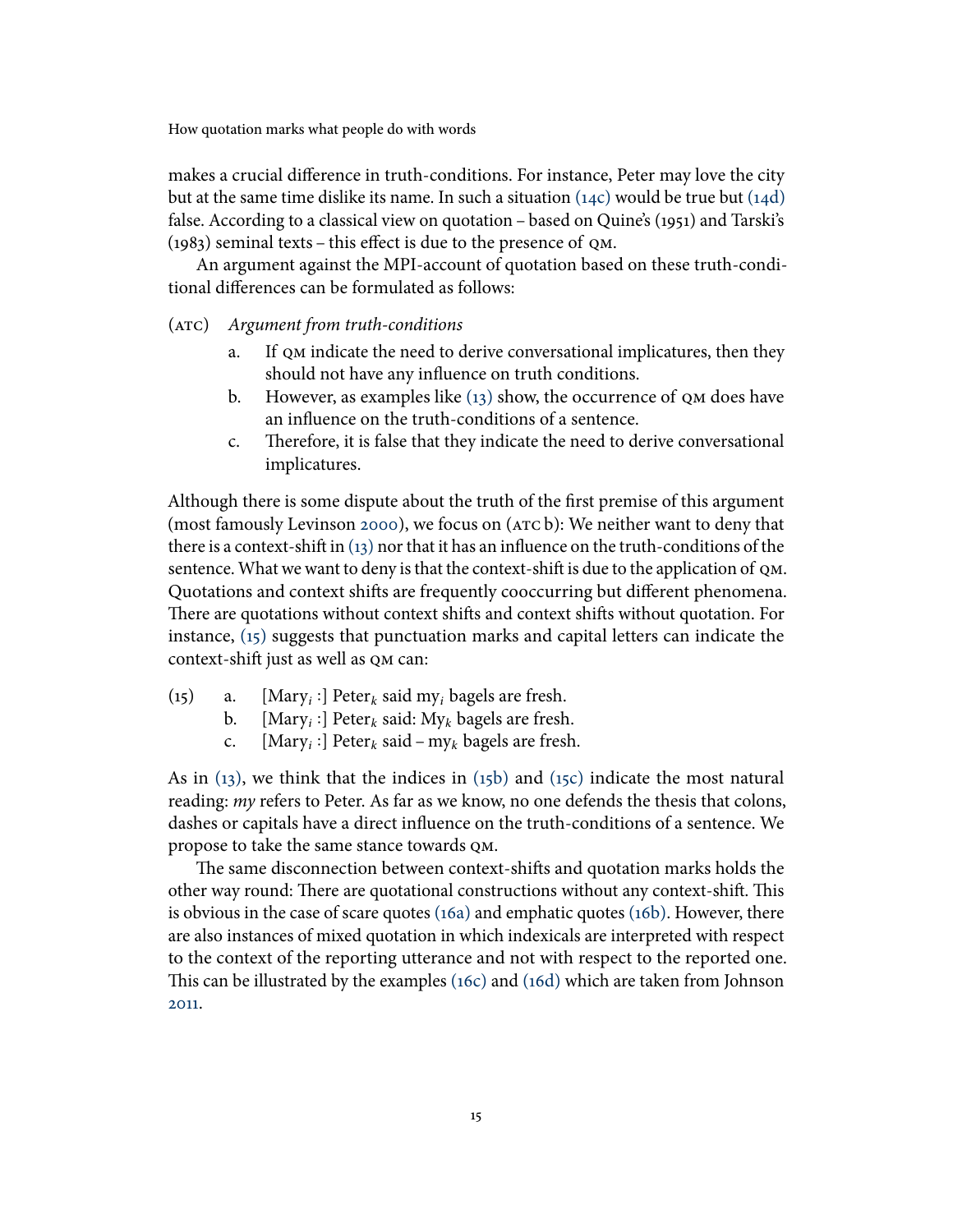makes a crucial difference in truth-conditions. For instance, Peter may love the city but at the same time dislike its name. In such a situation (14c) would be true but (14d) false. According to a classical view on quotation – based on Quine's (1951) and Tarski's (1983) seminal texts – this effect is due to the presence of QM.

An argument against the MPI-account of quotation based on these truth-conditional differences can be formulated as follows:

(ATC) *Argument from truth-conditions*

a. If QM indicate the need to derive conversational implicatures, then they should not have any influence on truth conditions.
b. However, as examples like (13) show, the occurrence of QM does have an influence on the truth-conditions of a sentence.
c. Therefore, it is false that they indicate the need to derive conversational implicatures.

Although there is some dispute about the truth of the first premise of this argument (most famously Levinson 2000), we focus on (ATC b): We neither want to deny that there is a context-shift in (13) nor that it has an influence on the truth-conditions of the sentence. What we want to deny is that the context-shift is due to the application of QM. Quotations and context shifts are frequently cooccurring but different phenomena. There are quotations without context shifts and context shifts without quotation. For instance, (15) suggests that punctuation marks and capital letters can indicate the context-shift just as well as QM can:

(15)
a. [Mary$_i$ :] Peter$_k$ said my$_i$ bagels are fresh.
b. [Mary$_i$ :] Peter$_k$ said: My$_k$ bagels are fresh.
c. [Mary$_i$ :] Peter$_k$ said – my$_k$ bagels are fresh.

As in (13), we think that the indices in (15b) and (15c) indicate the most natural reading: *my* refers to Peter. As far as we know, no one defends the thesis that colons, dashes or capitals have a direct influence on the truth-conditions of a sentence. We propose to take the same stance towards QM.

The same disconnection between context-shifts and quotation marks holds the other way round: There are quotational constructions without any context-shift. This is obvious in the case of scare quotes (16a) and emphatic quotes (16b). However, there are also instances of mixed quotation in which indexicals are interpreted with respect to the context of the reporting utterance and not with respect to the reported one. This can be illustrated by the examples (16c) and (16d) which are taken from Johnson 2011.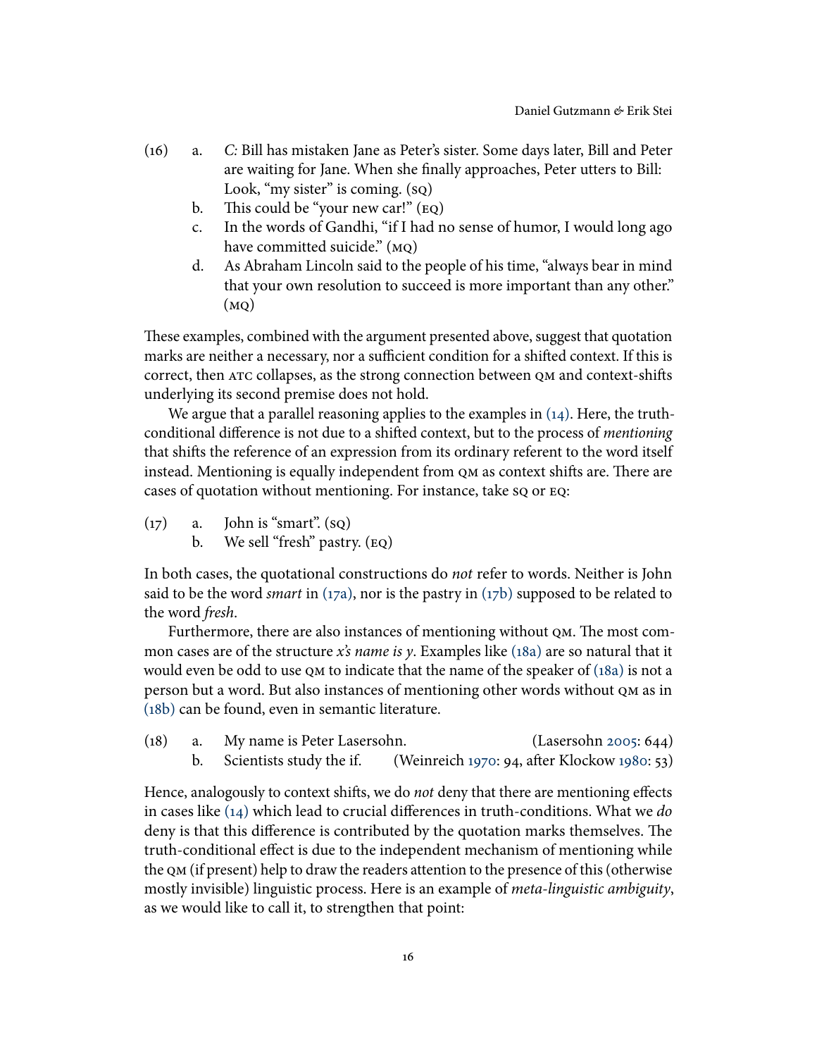(16) a. *C:* Bill has mistaken Jane as Peter's sister. Some days later, Bill and Peter are waiting for Jane. When she finally approaches, Peter utters to Bill: Look, "my sister" is coming. (SQ)

b. This could be "your new car!" (EQ)

c. In the words of Gandhi, "if I had no sense of humor, I would long ago have committed suicide." (MQ)

d. As Abraham Lincoln said to the people of his time, "always bear in mind that your own resolution to succeed is more important than any other." (MQ)

These examples, combined with the argument presented above, suggest that quotation marks are neither a necessary, nor a sufficient condition for a shifted context. If this is correct, then ATC collapses, as the strong connection between QM and context-shifts underlying its second premise does not hold.

We argue that a parallel reasoning applies to the examples in (14). Here, the truth-conditional difference is not due to a shifted context, but to the process of *mentioning* that shifts the reference of an expression from its ordinary referent to the word itself instead. Mentioning is equally independent from QM as context shifts are. There are cases of quotation without mentioning. For instance, take SQ or EQ:

(17) a. John is "smart". (SQ)

b. We sell "fresh" pastry. (EQ)

In both cases, the quotational constructions do *not* refer to words. Neither is John said to be the word *smart* in (17a), nor is the pastry in (17b) supposed to be related to the word *fresh*.

Furthermore, there are also instances of mentioning without QM. The most common cases are of the structure *x's name is y*. Examples like (18a) are so natural that it would even be odd to use QM to indicate that the name of the speaker of (18a) is not a person but a word. But also instances of mentioning other words without QM as in (18b) can be found, even in semantic literature.

(18) a. My name is Peter Lasersohn. (Lasersohn 2005: 644)

b. Scientists study the if. (Weinreich 1970: 94, after Klockow 1980: 53)

Hence, analogously to context shifts, we do *not* deny that there are mentioning effects in cases like (14) which lead to crucial differences in truth-conditions. What we *do* deny is that this difference is contributed by the quotation marks themselves. The truth-conditional effect is due to the independent mechanism of mentioning while the QM (if present) help to draw the readers attention to the presence of this (otherwise mostly invisible) linguistic process. Here is an example of *meta-linguistic ambiguity*, as we would like to call it, to strengthen that point: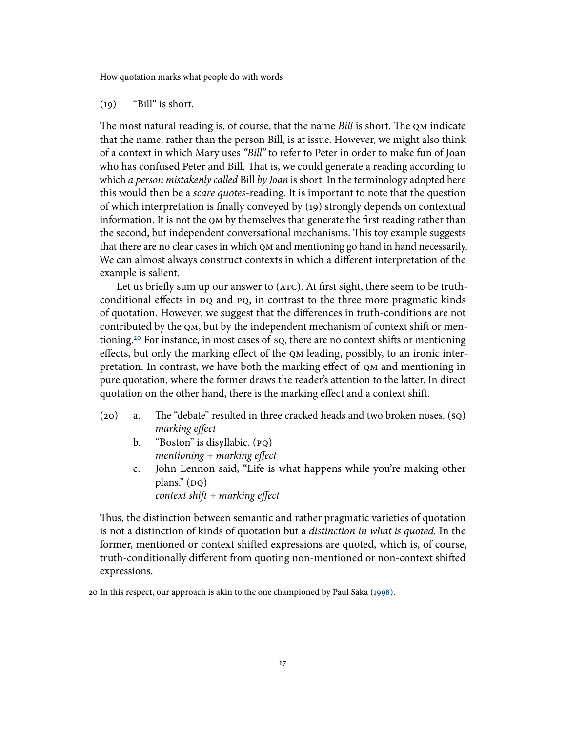(19) “Bill” is short.

The most natural reading is, of course, that the name *Bill* is short. The QM indicate that the name, rather than the person Bill, is at issue. However, we might also think of a context in which Mary uses *“Bill”* to refer to Peter in order to make fun of Joan who has confused Peter and Bill. That is, we could generate a reading according to which *a person mistakenly called* Bill *by Joan* is short. In the terminology adopted here this would then be a *scare quotes*-reading. It is important to note that the question of which interpretation is finally conveyed by (19) strongly depends on contextual information. It is not the QM by themselves that generate the first reading rather than the second, but independent conversational mechanisms. This toy example suggests that there are no clear cases in which QM and mentioning go hand in hand necessarily. We can almost always construct contexts in which a different interpretation of the example is salient.

Let us briefly sum up our answer to (ATC). At first sight, there seem to be truth-conditional effects in DQ and PQ, in contrast to the three more pragmatic kinds of quotation. However, we suggest that the differences in truth-conditions are not contributed by the QM, but by the independent mechanism of context shift or mentioning.[20] For instance, in most cases of SQ, there are no context shifts or mentioning effects, but only the marking effect of the QM leading, possibly, to an ironic interpretation. In contrast, we have both the marking effect of QM and mentioning in pure quotation, where the former draws the reader's attention to the latter. In direct quotation on the other hand, there is the marking effect and a context shift.

(20)
a. The “debate” resulted in three cracked heads and two broken noses. (SQ)
   *marking effect*
b. “Boston” is disyllabic. (PQ)
   *mentioning + marking effect*
c. John Lennon said, “Life is what happens while you're making other plans.” (DQ)
   *context shift + marking effect*

Thus, the distinction between semantic and rather pragmatic varieties of quotation is not a distinction of kinds of quotation but a *distinction in what is quoted.* In the former, mentioned or context shifted expressions are quoted, which is, of course, truth-conditionally different from quoting non-mentioned or non-context shifted expressions.

---

20 In this respect, our approach is akin to the one championed by Paul Saka (1998).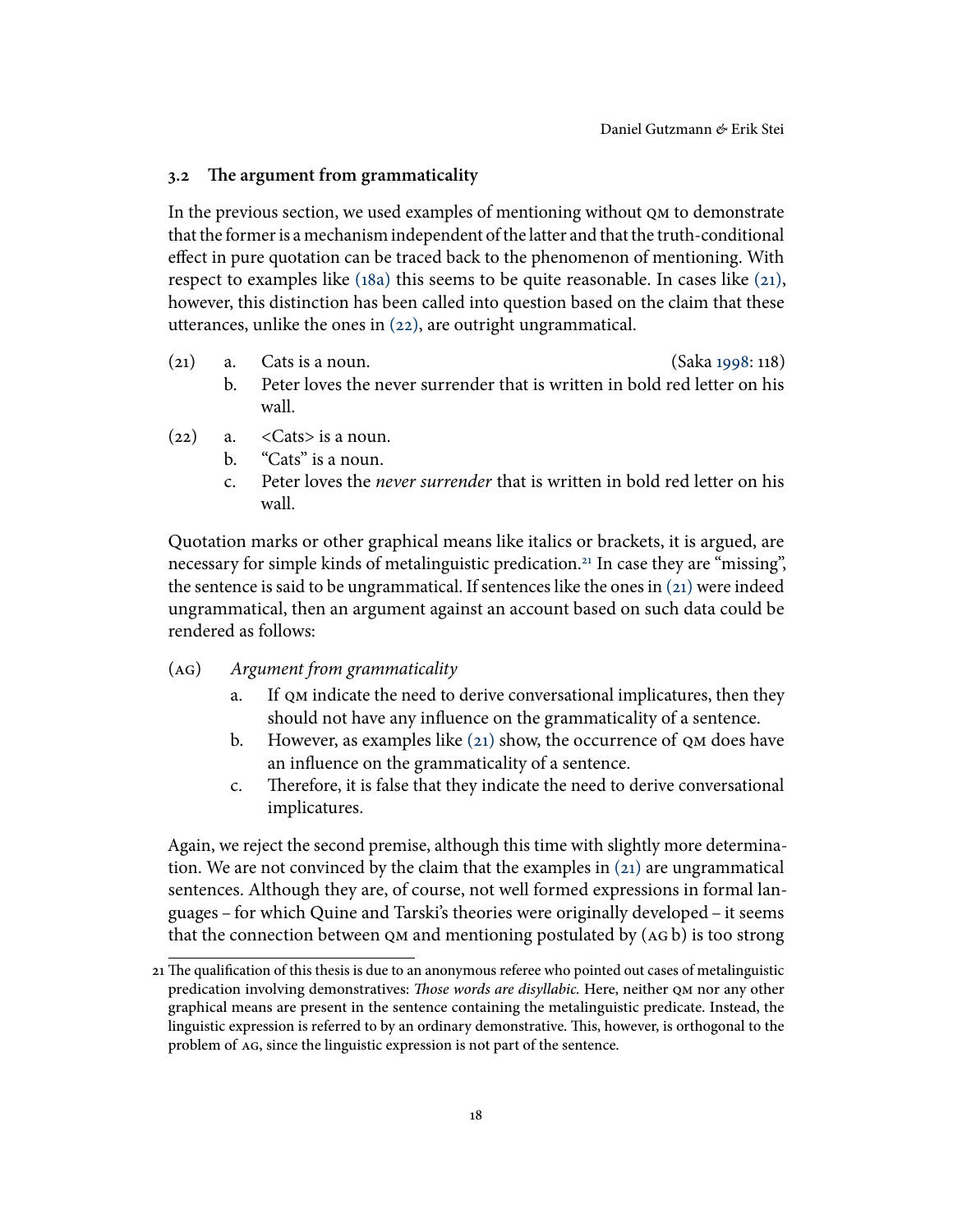### 3.2 The argument from grammaticality

In the previous section, we used examples of mentioning without QM to demonstrate that the former is a mechanism independent of the latter and that the truth-conditional effect in pure quotation can be traced back to the phenomenon of mentioning. With respect to examples like (18a) this seems to be quite reasonable. In cases like (21), however, this distinction has been called into question based on the claim that these utterances, unlike the ones in (22), are outright ungrammatical.

(21) a. Cats is a noun. (Saka 1998: 118)
  b. Peter loves the never surrender that is written in bold red letter on his wall.

(22) a. <Cats> is a noun.
  b. "Cats" is a noun.
  c. Peter loves the *never surrender* that is written in bold red letter on his wall.

Quotation marks or other graphical means like italics or brackets, it is argued, are necessary for simple kinds of metalinguistic predication.[21] In case they are "missing", the sentence is said to be ungrammatical. If sentences like the ones in (21) were indeed ungrammatical, then an argument against an account based on such data could be rendered as follows:

(AG) *Argument from grammaticality*
  a. If QM indicate the need to derive conversational implicatures, then they should not have any influence on the grammaticality of a sentence.
  b. However, as examples like (21) show, the occurrence of QM does have an influence on the grammaticality of a sentence.
  c. Therefore, it is false that they indicate the need to derive conversational implicatures.

Again, we reject the second premise, although this time with slightly more determination. We are not convinced by the claim that the examples in (21) are ungrammatical sentences. Although they are, of course, not well formed expressions in formal languages – for which Quine and Tarski's theories were originally developed – it seems that the connection between QM and mentioning postulated by (AG b) is too strong

[21] The qualification of this thesis is due to an anonymous referee who pointed out cases of metalinguistic predication involving demonstratives: *Those words are disyllabic.* Here, neither QM nor any other graphical means are present in the sentence containing the metalinguistic predicate. Instead, the linguistic expression is referred to by an ordinary demonstrative. This, however, is orthogonal to the problem of AG, since the linguistic expression is not part of the sentence.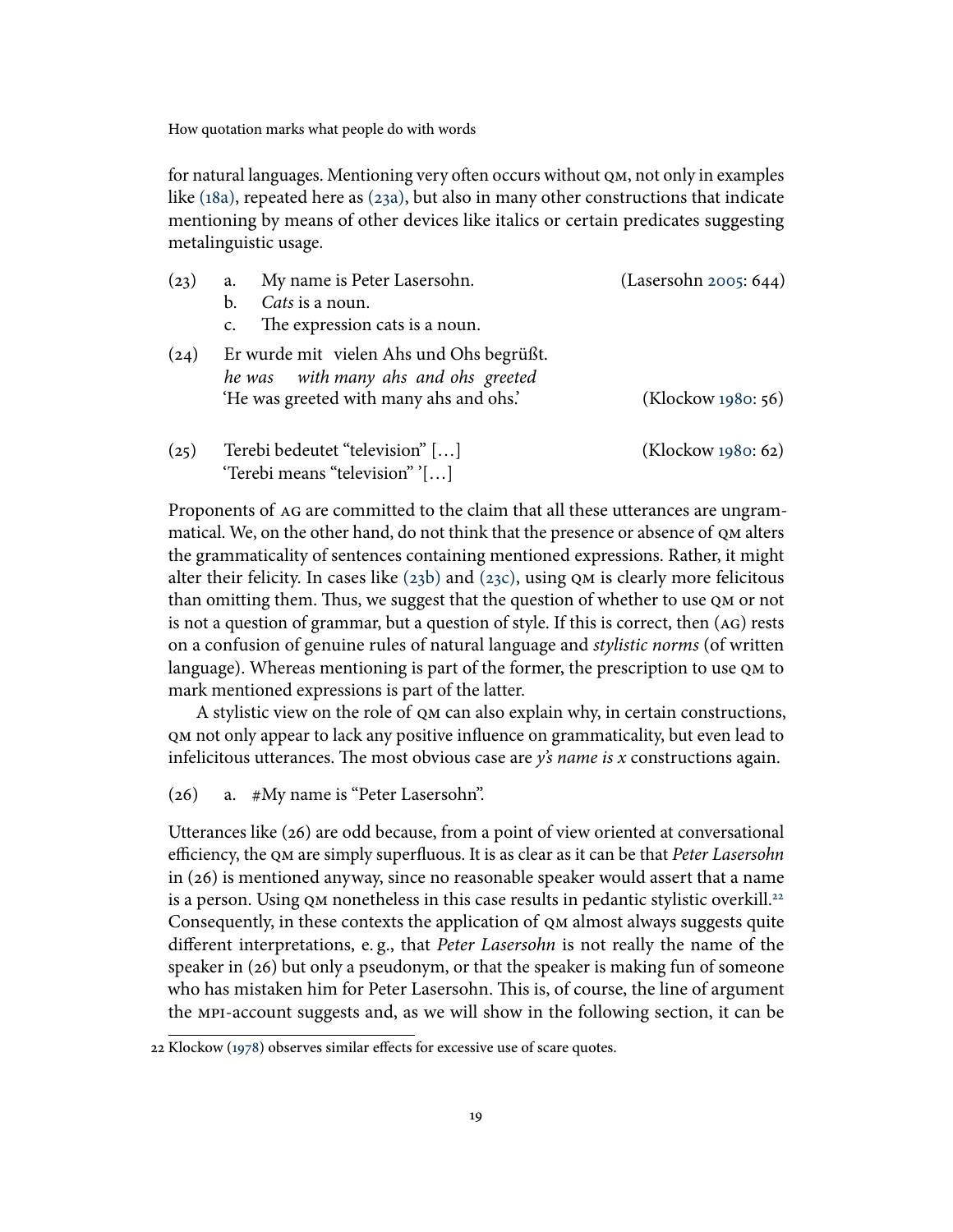for natural languages. Mentioning very often occurs without QM, not only in examples like (18a), repeated here as (23a), but also in many other constructions that indicate mentioning by means of other devices like italics or certain predicates suggesting metalinguistic usage.

(23) a. My name is Peter Lasersohn. (Lasersohn 2005: 644)
b. *Cats* is a noun.
c. The expression cats is a noun.

(24) Er wurde mit vielen Ahs und Ohs begrüßt.
*he was with many ahs and ohs greeted*
'He was greeted with many ahs and ohs.' (Klockow 1980: 56)

(25) Terebi bedeutet "television" […] (Klockow 1980: 62)
'Terebi means "television" '[…]

Proponents of AG are committed to the claim that all these utterances are ungrammatical. We, on the other hand, do not think that the presence or absence of QM alters the grammaticality of sentences containing mentioned expressions. Rather, it might alter their felicity. In cases like (23b) and (23c), using QM is clearly more felicitous than omitting them. Thus, we suggest that the question of whether to use QM or not is not a question of grammar, but a question of style. If this is correct, then (AG) rests on a confusion of genuine rules of natural language and *stylistic norms* (of written language). Whereas mentioning is part of the former, the prescription to use QM to mark mentioned expressions is part of the latter.

A stylistic view on the role of QM can also explain why, in certain constructions, QM not only appear to lack any positive influence on grammaticality, but even lead to infelicitous utterances. The most obvious case are *y's name is x* constructions again.

(26) a. #My name is "Peter Lasersohn".

Utterances like (26) are odd because, from a point of view oriented at conversational efficiency, the QM are simply superfluous. It is as clear as it can be that *Peter Lasersohn* in (26) is mentioned anyway, since no reasonable speaker would assert that a name is a person. Using QM nonetheless in this case results in pedantic stylistic overkill.[22] Consequently, in these contexts the application of QM almost always suggests quite different interpretations, e. g., that *Peter Lasersohn* is not really the name of the speaker in (26) but only a pseudonym, or that the speaker is making fun of someone who has mistaken him for Peter Lasersohn. This is, of course, the line of argument the MPI-account suggests and, as we will show in the following section, it can be

22 Klockow (1978) observes similar effects for excessive use of scare quotes.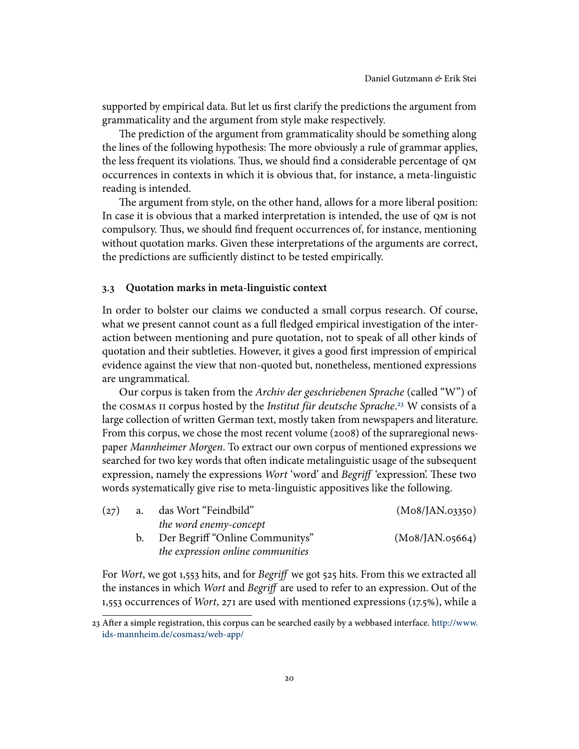supported by empirical data. But let us first clarify the predictions the argument from grammaticality and the argument from style make respectively.

The prediction of the argument from grammaticality should be something along the lines of the following hypothesis: The more obviously a rule of grammar applies, the less frequent its violations. Thus, we should find a considerable percentage of QM occurrences in contexts in which it is obvious that, for instance, a meta-linguistic reading is intended.

The argument from style, on the other hand, allows for a more liberal position: In case it is obvious that a marked interpretation is intended, the use of QM is not compulsory. Thus, we should find frequent occurrences of, for instance, mentioning without quotation marks. Given these interpretations of the arguments are correct, the predictions are sufficiently distinct to be tested empirically.

### 3.3 Quotation marks in meta-linguistic context

In order to bolster our claims we conducted a small corpus research. Of course, what we present cannot count as a full fledged empirical investigation of the interaction between mentioning and pure quotation, not to speak of all other kinds of quotation and their subtleties. However, it gives a good first impression of empirical evidence against the view that non-quoted but, nonetheless, mentioned expressions are ungrammatical.

Our corpus is taken from the *Archiv der geschriebenen Sprache* (called "W") of the COSMAS II corpus hosted by the *Institut für deutsche Sprache*.[23] W consists of a large collection of written German text, mostly taken from newspapers and literature. From this corpus, we chose the most recent volume (2008) of the supraregional newspaper *Mannheimer Morgen*. To extract our own corpus of mentioned expressions we searched for two key words that often indicate metalinguistic usage of the subsequent expression, namely the expressions *Wort* 'word' and *Begriff* 'expression'. These two words systematically give rise to meta-linguistic appositives like the following.

(27) a. das Wort "Feindbild" (M08/JAN.03350)
*the word enemy-concept*

b. Der Begriff "Online Communitys" (M08/JAN.05664)
*the expression online communities*

For *Wort*, we got 1,553 hits, and for *Begriff* we got 525 hits. From this we extracted all the instances in which *Wort* and *Begriff* are used to refer to an expression. Out of the 1,553 occurrences of *Wort*, 271 are used with mentioned expressions (17.5%), while a

23 After a simple registration, this corpus can be searched easily by a webbased interface. http://www.ids-mannheim.de/cosmas2/web-app/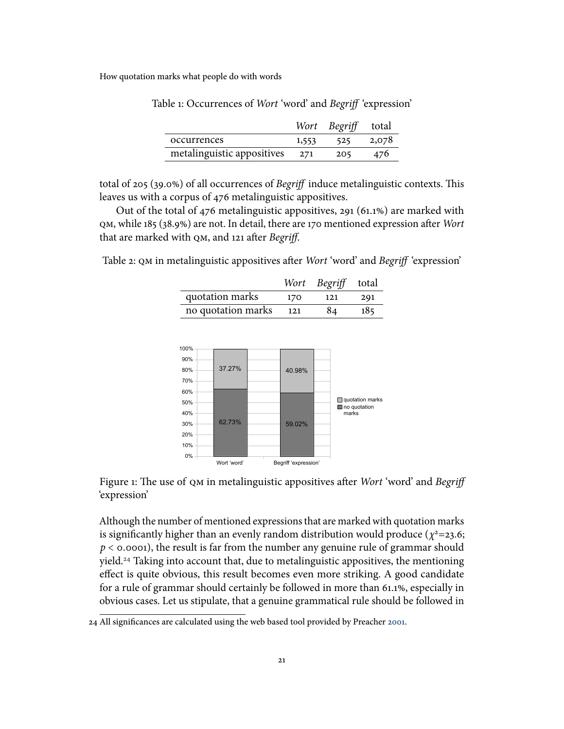Table 1: Occurrences of *Wort* 'word' and *Begriff* 'expression'

| | *Wort* | *Begriff* | total |
|---|---|---|---|
| occurrences | 1,553 | 525 | 2,078 |
| metalinguistic appositives | 271 | 205 | 476 |

total of 205 (39.0%) of all occurrences of *Begriff* induce metalinguistic contexts. This leaves us with a corpus of 476 metalinguistic appositives.

Out of the total of 476 metalinguistic appositives, 291 (61.1%) are marked with QM, while 185 (38.9%) are not. In detail, there are 170 mentioned expression after *Wort* that are marked with QM, and 121 after *Begriff*.

Table 2: QM in metalinguistic appositives after *Wort* 'word' and *Begriff* 'expression'

| | *Wort* | *Begriff* | total |
|---|---|---|---|
| quotation marks | 170 | 121 | 291 |
| no quotation marks | 121 | 84 | 185 |

100%
90%
80%
70%
60%
50%
40%
30%
20%
10%
0%
37.27%
62.73%
40.98%
59.02%
Wort 'word'
Begriff 'expression'
quotation marks
no quotation marks

Figure 1: The use of QM in metalinguistic appositives after *Wort* 'word' and *Begriff* 'expression'

Although the number of mentioned expressions that are marked with quotation marks is significantly higher than an evenly random distribution would produce ($\chi^2$=23.6; $p < 0.0001$), the result is far from the number any genuine rule of grammar should yield.[24] Taking into account that, due to metalinguistic appositives, the mentioning effect is quite obvious, this result becomes even more striking. A good candidate for a rule of grammar should certainly be followed in more than 61.1%, especially in obvious cases. Let us stipulate, that a genuine grammatical rule should be followed in

24 All significances are calculated using the web based tool provided by Preacher 2001.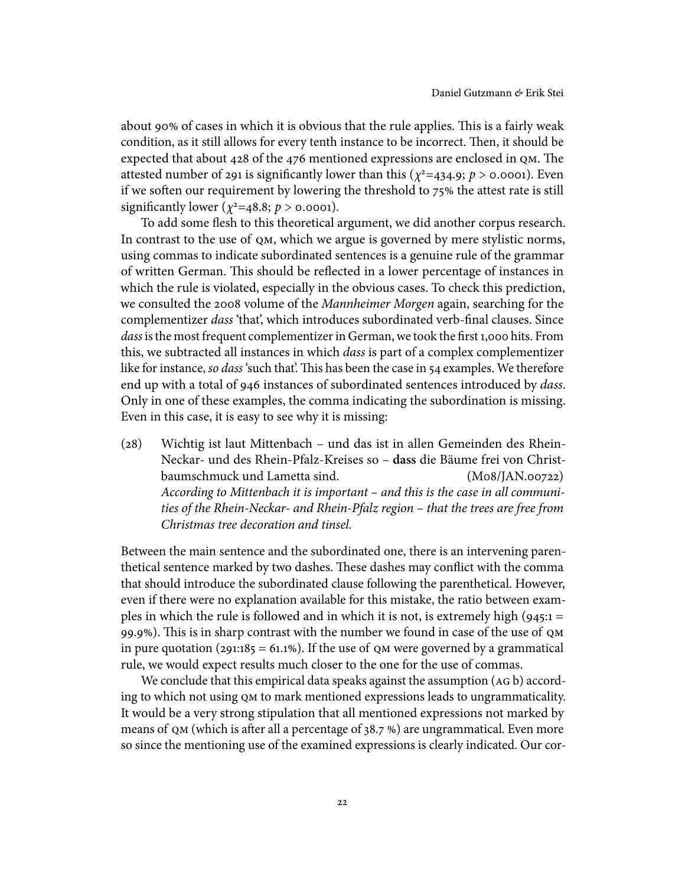about 90% of cases in which it is obvious that the rule applies. This is a fairly weak condition, as it still allows for every tenth instance to be incorrect. Then, it should be expected that about 428 of the 476 mentioned expressions are enclosed in QM. The attested number of 291 is significantly lower than this ($\chi^2$=434.9; $p$ > 0.0001). Even if we soften our requirement by lowering the threshold to 75% the attest rate is still significantly lower ($\chi^2$=48.8; $p$ > 0.0001).

To add some flesh to this theoretical argument, we did another corpus research. In contrast to the use of QM, which we argue is governed by mere stylistic norms, using commas to indicate subordinated sentences is a genuine rule of the grammar of written German. This should be reflected in a lower percentage of instances in which the rule is violated, especially in the obvious cases. To check this prediction, we consulted the 2008 volume of the *Mannheimer Morgen* again, searching for the complementizer *dass* 'that', which introduces subordinated verb-final clauses. Since *dass* is the most frequent complementizer in German, we took the first 1,000 hits. From this, we subtracted all instances in which *dass* is part of a complex complementizer like for instance, *so dass* 'such that'. This has been the case in 54 examples. We therefore end up with a total of 946 instances of subordinated sentences introduced by *dass*. Only in one of these examples, the comma indicating the subordination is missing. Even in this case, it is easy to see why it is missing:

(28) Wichtig ist laut Mittenbach – und das ist in allen Gemeinden des Rhein-Neckar- und des Rhein-Pfalz-Kreises so – **dass** die Bäume frei von Christbaumschmuck und Lametta sind. (M08/JAN.00722)
*According to Mittenbach it is important – and this is the case in all communities of the Rhein-Neckar- and Rhein-Pfalz region – that the trees are free from Christmas tree decoration and tinsel.*

Between the main sentence and the subordinated one, there is an intervening parenthetical sentence marked by two dashes. These dashes may conflict with the comma that should introduce the subordinated clause following the parenthetical. However, even if there were no explanation available for this mistake, the ratio between examples in which the rule is followed and in which it is not, is extremely high (945:1 = 99.9%). This is in sharp contrast with the number we found in case of the use of QM in pure quotation (291:185 = 61.1%). If the use of QM were governed by a grammatical rule, we would expect results much closer to the one for the use of commas.

We conclude that this empirical data speaks against the assumption (AG b) according to which not using QM to mark mentioned expressions leads to ungrammaticality. It would be a very strong stipulation that all mentioned expressions not marked by means of QM (which is after all a percentage of 38.7 %) are ungrammatical. Even more so since the mentioning use of the examined expressions is clearly indicated. Our cor-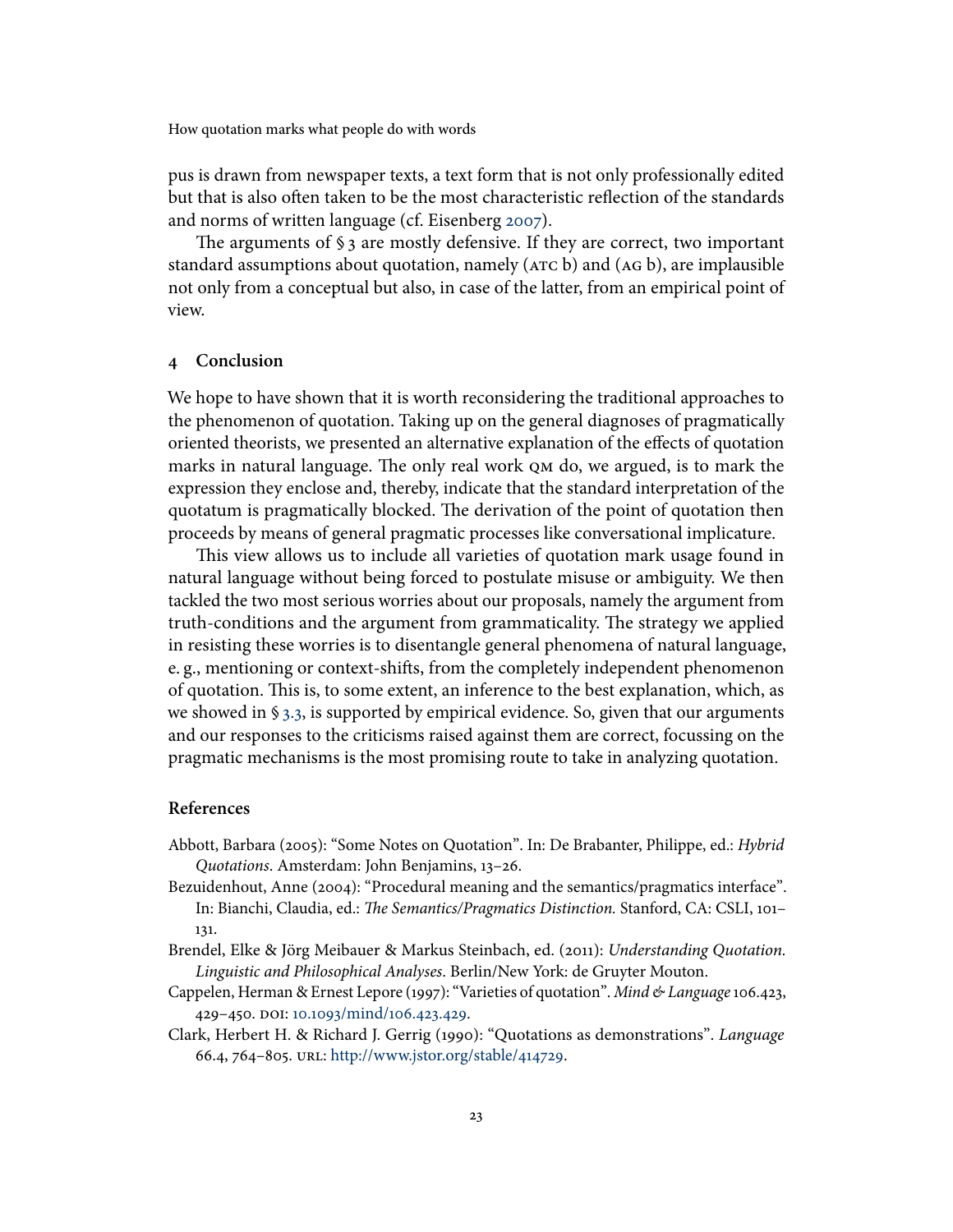pus is drawn from newspaper texts, a text form that is not only professionally edited but that is also often taken to be the most characteristic reflection of the standards and norms of written language (cf. Eisenberg 2007).

The arguments of § 3 are mostly defensive. If they are correct, two important standard assumptions about quotation, namely (ATC b) and (AG b), are implausible not only from a conceptual but also, in case of the latter, from an empirical point of view.

## 4 Conclusion

We hope to have shown that it is worth reconsidering the traditional approaches to the phenomenon of quotation. Taking up on the general diagnoses of pragmatically oriented theorists, we presented an alternative explanation of the effects of quotation marks in natural language. The only real work QM do, we argued, is to mark the expression they enclose and, thereby, indicate that the standard interpretation of the quotatum is pragmatically blocked. The derivation of the point of quotation then proceeds by means of general pragmatic processes like conversational implicature.

This view allows us to include all varieties of quotation mark usage found in natural language without being forced to postulate misuse or ambiguity. We then tackled the two most serious worries about our proposals, namely the argument from truth-conditions and the argument from grammaticality. The strategy we applied in resisting these worries is to disentangle general phenomena of natural language, e. g., mentioning or context-shifts, from the completely independent phenomenon of quotation. This is, to some extent, an inference to the best explanation, which, as we showed in § 3.3, is supported by empirical evidence. So, given that our arguments and our responses to the criticisms raised against them are correct, focussing on the pragmatic mechanisms is the most promising route to take in analyzing quotation.

## References

Abbott, Barbara (2005): "Some Notes on Quotation". In: De Brabanter, Philippe, ed.: *Hybrid Quotations*. Amsterdam: John Benjamins, 13–26.

Bezuidenhout, Anne (2004): "Procedural meaning and the semantics/pragmatics interface". In: Bianchi, Claudia, ed.: *The Semantics/Pragmatics Distinction.* Stanford, CA: CSLI, 101–131.

Brendel, Elke & Jörg Meibauer & Markus Steinbach, ed. (2011): *Understanding Quotation. Linguistic and Philosophical Analyses*. Berlin/New York: de Gruyter Mouton.

Cappelen, Herman & Ernest Lepore (1997): "Varieties of quotation". *Mind & Language* 106.423, 429–450. DOI: 10.1093/mind/106.423.429.

Clark, Herbert H. & Richard J. Gerrig (1990): "Quotations as demonstrations". *Language* 66.4, 764–805. URL: http://www.jstor.org/stable/414729.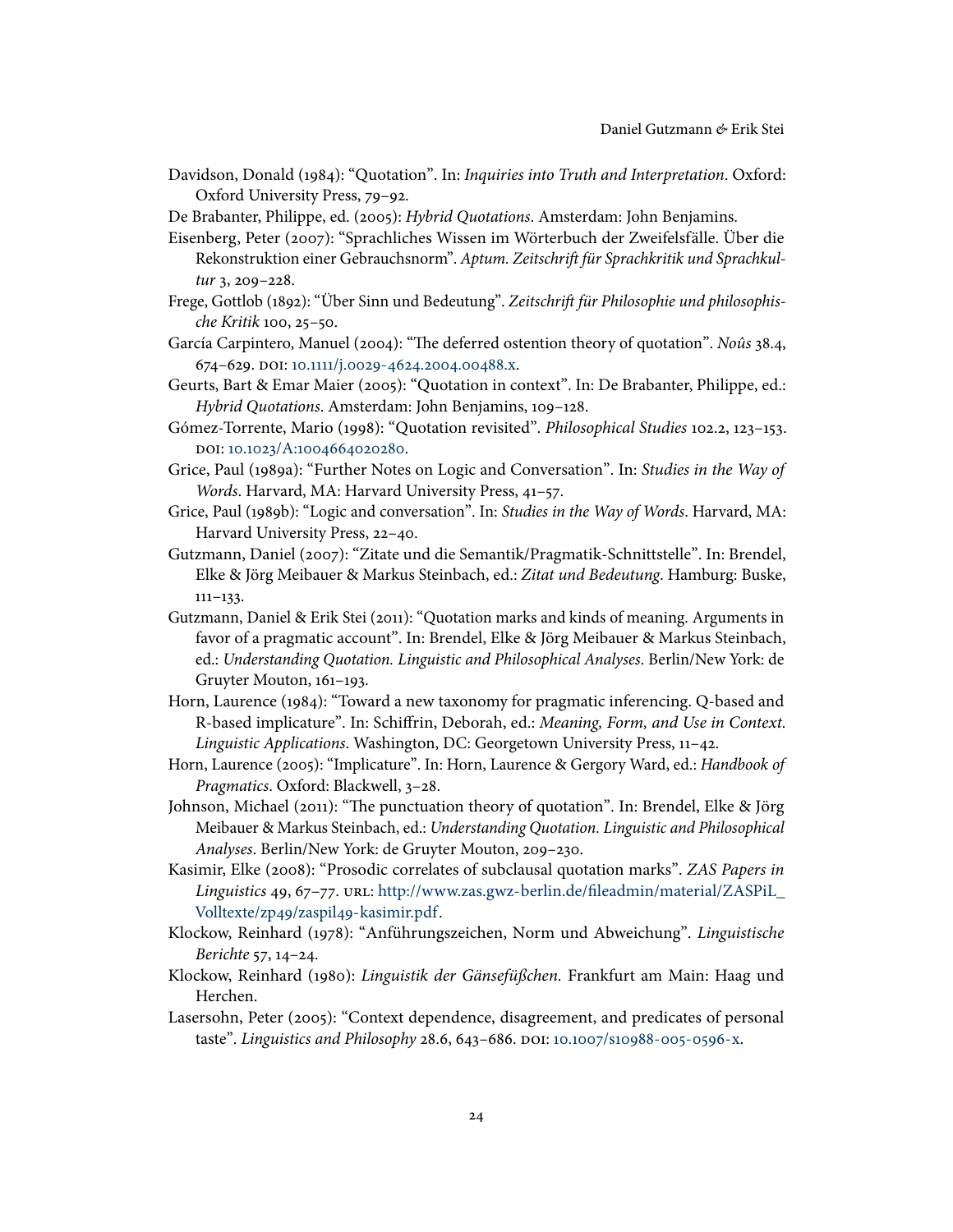Davidson, Donald (1984): "Quotation". In: *Inquiries into Truth and Interpretation*. Oxford: Oxford University Press, 79–92.

De Brabanter, Philippe, ed. (2005): *Hybrid Quotations*. Amsterdam: John Benjamins.

Eisenberg, Peter (2007): "Sprachliches Wissen im Wörterbuch der Zweifelsfälle. Über die Rekonstruktion einer Gebrauchsnorm". *Aptum. Zeitschrift für Sprachkritik und Sprachkultur* 3, 209–228.

Frege, Gottlob (1892): "Über Sinn und Bedeutung". *Zeitschrift für Philosophie und philosophische Kritik* 100, 25–50.

García Carpintero, Manuel (2004): "The deferred ostention theory of quotation". *Noûs* 38.4, 674–629. DOI: 10.1111/j.0029-4624.2004.00488.x.

Geurts, Bart & Emar Maier (2005): "Quotation in context". In: De Brabanter, Philippe, ed.: *Hybrid Quotations*. Amsterdam: John Benjamins, 109–128.

Gómez-Torrente, Mario (1998): "Quotation revisited". *Philosophical Studies* 102.2, 123–153. DOI: 10.1023/A:1004664020280.

Grice, Paul (1989a): "Further Notes on Logic and Conversation". In: *Studies in the Way of Words*. Harvard, MA: Harvard University Press, 41–57.

Grice, Paul (1989b): "Logic and conversation". In: *Studies in the Way of Words*. Harvard, MA: Harvard University Press, 22–40.

Gutzmann, Daniel (2007): "Zitate und die Semantik/Pragmatik-Schnittstelle". In: Brendel, Elke & Jörg Meibauer & Markus Steinbach, ed.: *Zitat und Bedeutung*. Hamburg: Buske, 111–133.

Gutzmann, Daniel & Erik Stei (2011): "Quotation marks and kinds of meaning. Arguments in favor of a pragmatic account". In: Brendel, Elke & Jörg Meibauer & Markus Steinbach, ed.: *Understanding Quotation. Linguistic and Philosophical Analyses*. Berlin/New York: de Gruyter Mouton, 161–193.

Horn, Laurence (1984): "Toward a new taxonomy for pragmatic inferencing. Q-based and R-based implicature". In: Schiffrin, Deborah, ed.: *Meaning, Form, and Use in Context. Linguistic Applications*. Washington, DC: Georgetown University Press, 11–42.

Horn, Laurence (2005): "Implicature". In: Horn, Laurence & Gergory Ward, ed.: *Handbook of Pragmatics*. Oxford: Blackwell, 3–28.

Johnson, Michael (2011): "The punctuation theory of quotation". In: Brendel, Elke & Jörg Meibauer & Markus Steinbach, ed.: *Understanding Quotation. Linguistic and Philosophical Analyses*. Berlin/New York: de Gruyter Mouton, 209–230.

Kasimir, Elke (2008): "Prosodic correlates of subclausal quotation marks". *ZAS Papers in Linguistics* 49, 67–77. URL: http://www.zas.gwz-berlin.de/fileadmin/material/ZASPiL_Volltexte/zp49/zaspil49-kasimir.pdf.

Klockow, Reinhard (1978): "Anführungszeichen, Norm und Abweichung". *Linguistische Berichte* 57, 14–24.

Klockow, Reinhard (1980): *Linguistik der Gänsefüßchen*. Frankfurt am Main: Haag und Herchen.

Lasersohn, Peter (2005): "Context dependence, disagreement, and predicates of personal taste". *Linguistics and Philosophy* 28.6, 643–686. DOI: 10.1007/s10988-005-0596-x.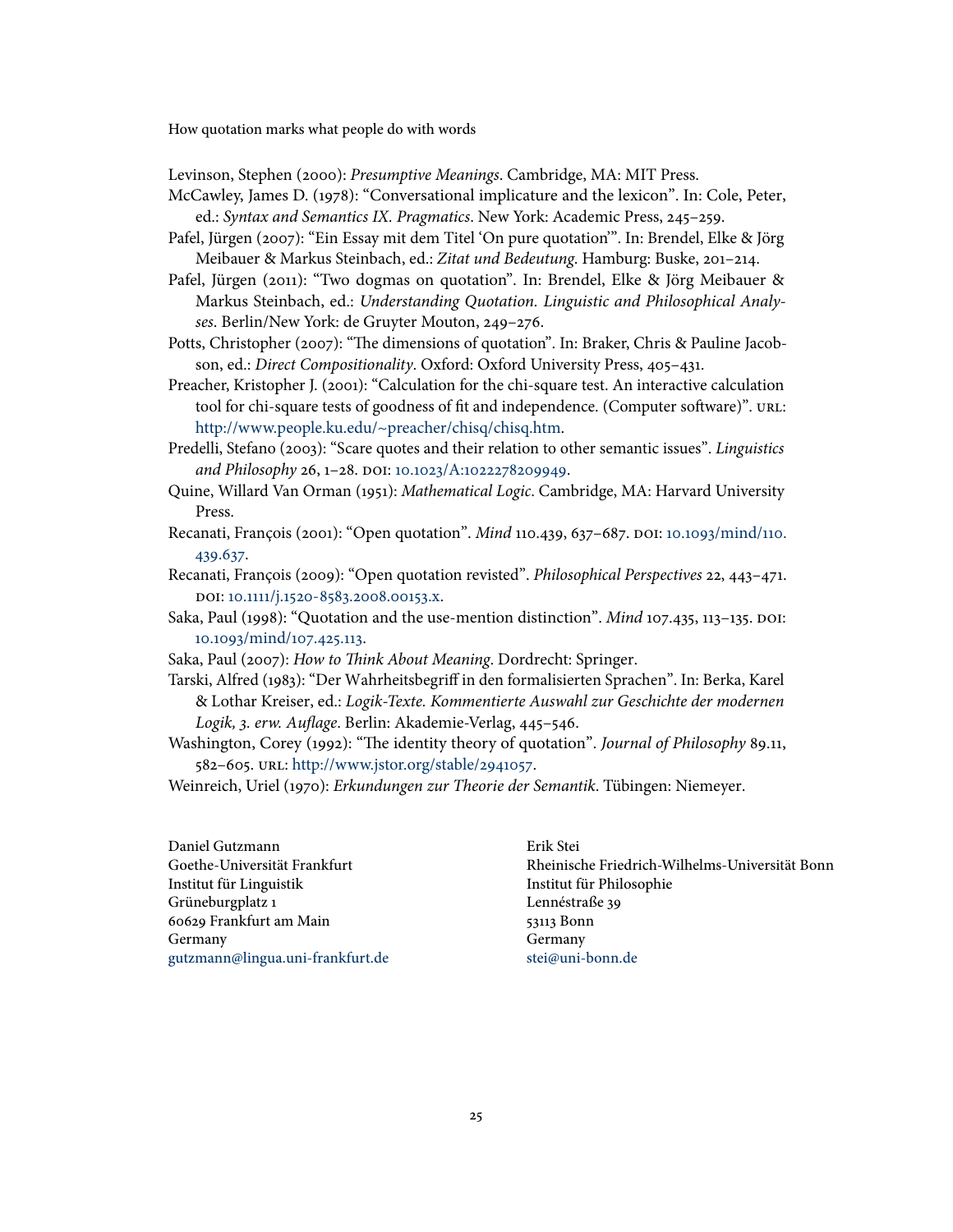Levinson, Stephen (2000): *Presumptive Meanings*. Cambridge, MA: MIT Press.

McCawley, James D. (1978): "Conversational implicature and the lexicon". In: Cole, Peter, ed.: *Syntax and Semantics IX. Pragmatics*. New York: Academic Press, 245–259.

Pafel, Jürgen (2007): "Ein Essay mit dem Titel 'On pure quotation'". In: Brendel, Elke & Jörg Meibauer & Markus Steinbach, ed.: *Zitat und Bedeutung*. Hamburg: Buske, 201–214.

Pafel, Jürgen (2011): "Two dogmas on quotation". In: Brendel, Elke & Jörg Meibauer & Markus Steinbach, ed.: *Understanding Quotation. Linguistic and Philosophical Analyses*. Berlin/New York: de Gruyter Mouton, 249–276.

Potts, Christopher (2007): "The dimensions of quotation". In: Braker, Chris & Pauline Jacobson, ed.: *Direct Compositionality*. Oxford: Oxford University Press, 405–431.

Preacher, Kristopher J. (2001): "Calculation for the chi-square test. An interactive calculation tool for chi-square tests of goodness of fit and independence. (Computer software)". URL: http://www.people.ku.edu/~preacher/chisq/chisq.htm.

Predelli, Stefano (2003): "Scare quotes and their relation to other semantic issues". *Linguistics and Philosophy* 26, 1–28. DOI: 10.1023/A:1022278209949.

Quine, Willard Van Orman (1951): *Mathematical Logic*. Cambridge, MA: Harvard University Press.

Recanati, François (2001): "Open quotation". *Mind* 110.439, 637–687. DOI: 10.1093/mind/110.439.637.

Recanati, François (2009): "Open quotation revisted". *Philosophical Perspectives* 22, 443–471. DOI: 10.1111/j.1520-8583.2008.00153.x.

Saka, Paul (1998): "Quotation and the use-mention distinction". *Mind* 107.435, 113–135. DOI: 10.1093/mind/107.425.113.

Saka, Paul (2007): *How to Think About Meaning*. Dordrecht: Springer.

Tarski, Alfred (1983): "Der Wahrheitsbegriff in den formalisierten Sprachen". In: Berka, Karel & Lothar Kreiser, ed.: *Logik-Texte. Kommentierte Auswahl zur Geschichte der modernen Logik, 3. erw. Auflage*. Berlin: Akademie-Verlag, 445–546.

Washington, Corey (1992): "The identity theory of quotation". *Journal of Philosophy* 89.11, 582–605. URL: http://www.jstor.org/stable/2941057.

Weinreich, Uriel (1970): *Erkundungen zur Theorie der Semantik*. Tübingen: Niemeyer.

Daniel Gutzmann
Goethe-Universität Frankfurt
Institut für Linguistik
Grüneburgplatz 1
60629 Frankfurt am Main
Germany
gutzmann@lingua.uni-frankfurt.de

Erik Stei
Rheinische Friedrich-Wilhelms-Universität Bonn
Institut für Philosophie
Lennéstraße 39
53113 Bonn
Germany
stei@uni-bonn.de